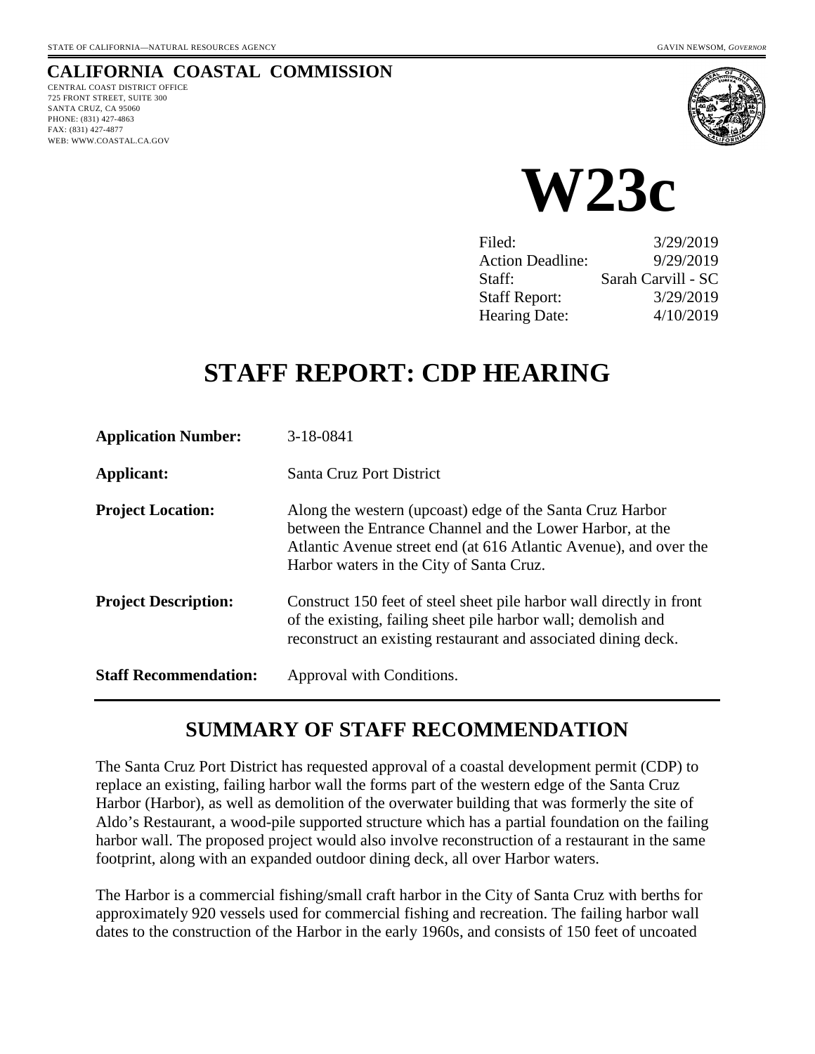STATE OF CALIFORNIA—NATURAL RESOURCES AGENCY GAVIN NEWSOM, *GOVERNOR*

**CALIFORNIA COASTAL COMMISSION**
CENTRAL COAST DISTRICT OFFICE
725 FRONT STREET, SUITE 300
SANTA CRUZ, CA 95060
PHONE: (831) 427-4863
FAX: (831) 427-4877
WEB: WWW.COASTAL.CA.GOV

# W23c

| | |
|---|---|
| Filed: | 3/29/2019 |
| Action Deadline: | 9/29/2019 |
| Staff: | Sarah Carvill - SC |
| Staff Report: | 3/29/2019 |
| Hearing Date: | 4/10/2019 |

# STAFF REPORT: CDP HEARING

| | |
|---|---|
| **Application Number:** | 3-18-0841 |
| **Applicant:** | Santa Cruz Port District |
| **Project Location:** | Along the western (upcoast) edge of the Santa Cruz Harbor between the Entrance Channel and the Lower Harbor, at the Atlantic Avenue street end (at 616 Atlantic Avenue), and over the Harbor waters in the City of Santa Cruz. |
| **Project Description:** | Construct 150 feet of steel sheet pile harbor wall directly in front of the existing, failing sheet pile harbor wall; demolish and reconstruct an existing restaurant and associated dining deck. |
| **Staff Recommendation:** | Approval with Conditions. |

## SUMMARY OF STAFF RECOMMENDATION

The Santa Cruz Port District has requested approval of a coastal development permit (CDP) to replace an existing, failing harbor wall the forms part of the western edge of the Santa Cruz Harbor (Harbor), as well as demolition of the overwater building that was formerly the site of Aldo's Restaurant, a wood-pile supported structure which has a partial foundation on the failing harbor wall. The proposed project would also involve reconstruction of a restaurant in the same footprint, along with an expanded outdoor dining deck, all over Harbor waters.

The Harbor is a commercial fishing/small craft harbor in the City of Santa Cruz with berths for approximately 920 vessels used for commercial fishing and recreation. The failing harbor wall dates to the construction of the Harbor in the early 1960s, and consists of 150 feet of uncoated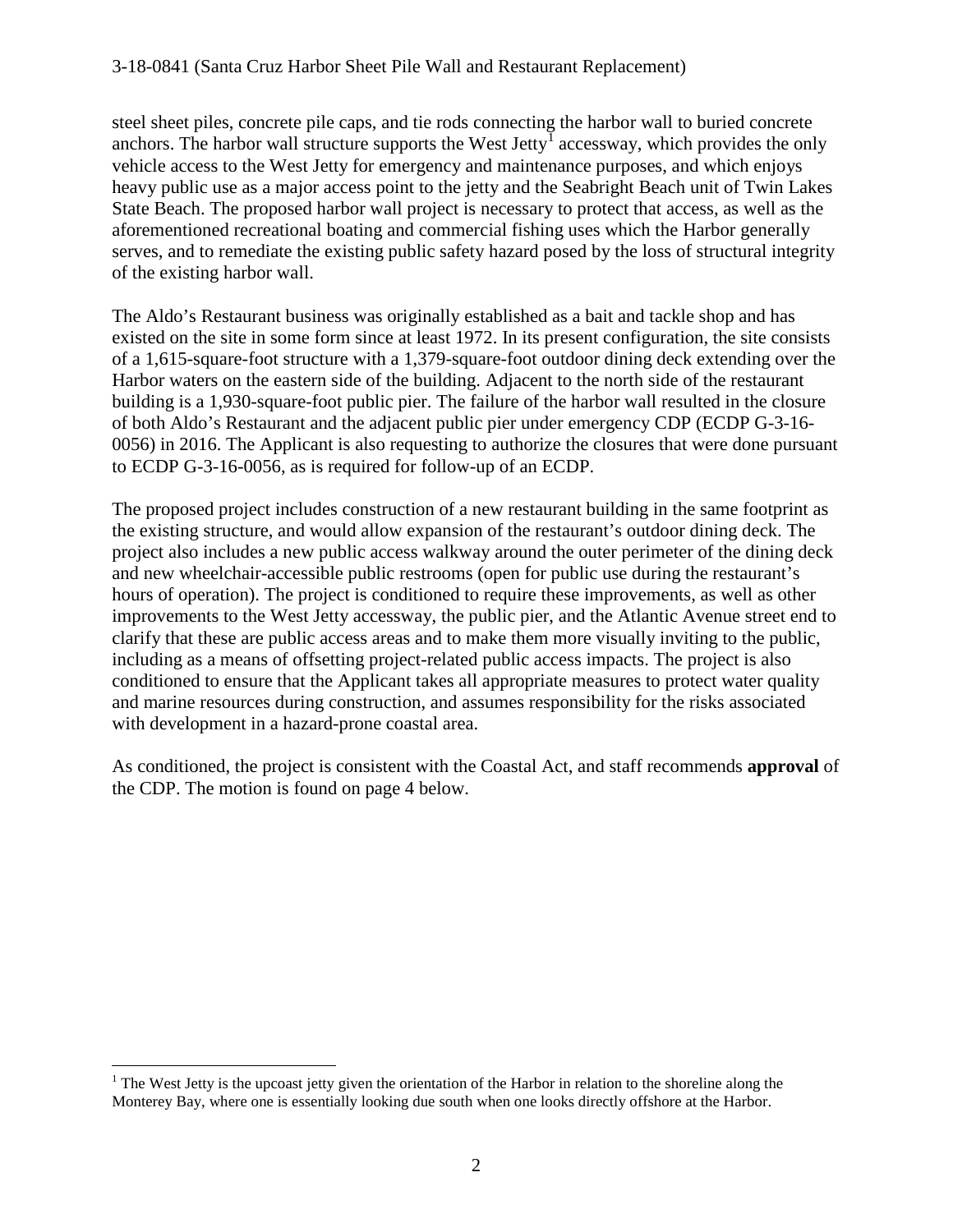steel sheet piles, concrete pile caps, and tie rods connecting the harbor wall to buried concrete anchors. The harbor wall structure supports the West Jetty[1] accessway, which provides the only vehicle access to the West Jetty for emergency and maintenance purposes, and which enjoys heavy public use as a major access point to the jetty and the Seabright Beach unit of Twin Lakes State Beach. The proposed harbor wall project is necessary to protect that access, as well as the aforementioned recreational boating and commercial fishing uses which the Harbor generally serves, and to remediate the existing public safety hazard posed by the loss of structural integrity of the existing harbor wall.

The Aldo's Restaurant business was originally established as a bait and tackle shop and has existed on the site in some form since at least 1972. In its present configuration, the site consists of a 1,615-square-foot structure with a 1,379-square-foot outdoor dining deck extending over the Harbor waters on the eastern side of the building. Adjacent to the north side of the restaurant building is a 1,930-square-foot public pier. The failure of the harbor wall resulted in the closure of both Aldo's Restaurant and the adjacent public pier under emergency CDP (ECDP G-3-16-0056) in 2016. The Applicant is also requesting to authorize the closures that were done pursuant to ECDP G-3-16-0056, as is required for follow-up of an ECDP.

The proposed project includes construction of a new restaurant building in the same footprint as the existing structure, and would allow expansion of the restaurant's outdoor dining deck. The project also includes a new public access walkway around the outer perimeter of the dining deck and new wheelchair-accessible public restrooms (open for public use during the restaurant's hours of operation). The project is conditioned to require these improvements, as well as other improvements to the West Jetty accessway, the public pier, and the Atlantic Avenue street end to clarify that these are public access areas and to make them more visually inviting to the public, including as a means of offsetting project-related public access impacts. The project is also conditioned to ensure that the Applicant takes all appropriate measures to protect water quality and marine resources during construction, and assumes responsibility for the risks associated with development in a hazard-prone coastal area.

As conditioned, the project is consistent with the Coastal Act, and staff recommends **approval** of the CDP. The motion is found on page 4 below.

---

[1] The West Jetty is the upcoast jetty given the orientation of the Harbor in relation to the shoreline along the Monterey Bay, where one is essentially looking due south when one looks directly offshore at the Harbor.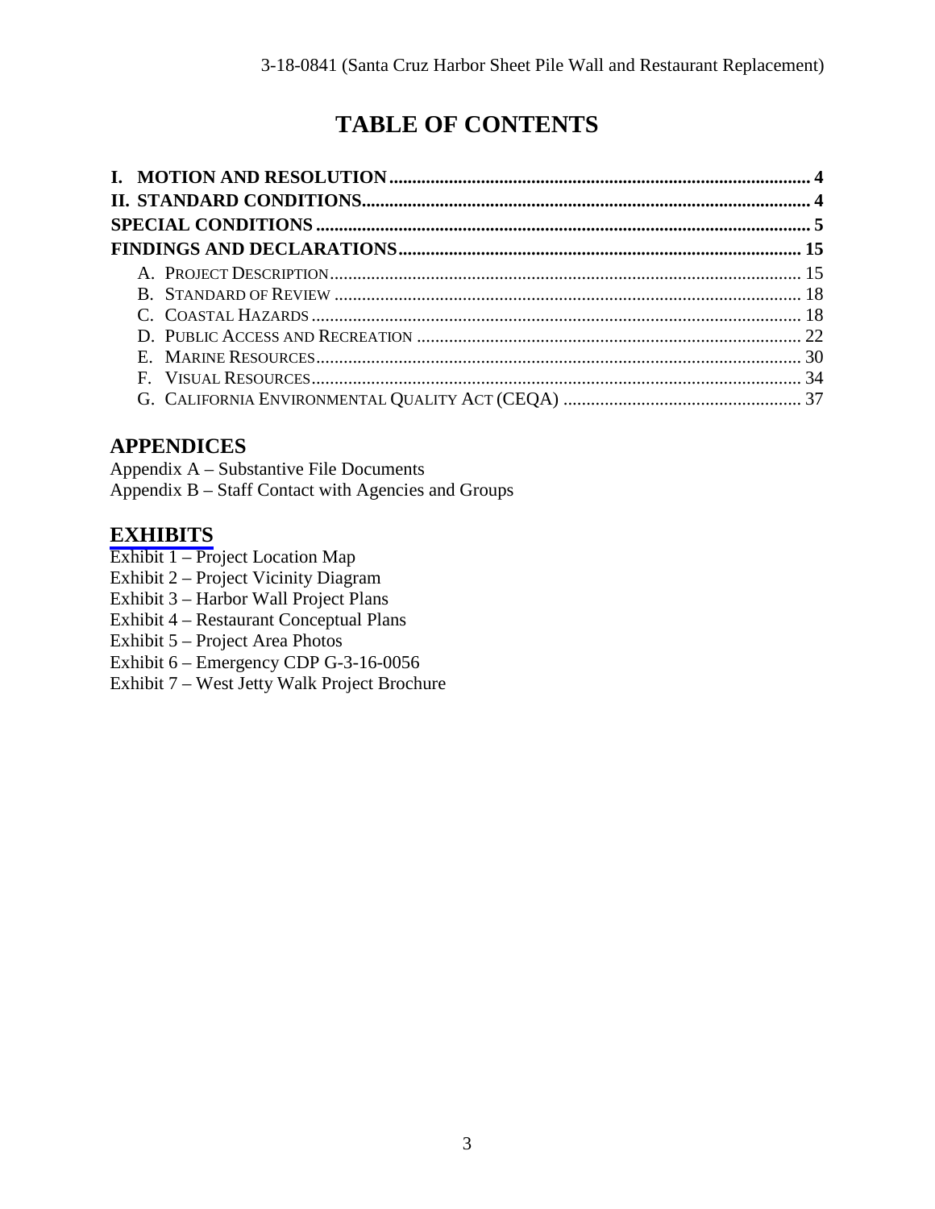# TABLE OF CONTENTS

**I. MOTION AND RESOLUTION** .......... **4**
**II. STANDARD CONDITIONS** .......... **4**
**SPECIAL CONDITIONS** .......... **5**
**FINDINGS AND DECLARATIONS** .......... **15**

- A. PROJECT DESCRIPTION .......... 15
- B. STANDARD OF REVIEW .......... 18
- C. COASTAL HAZARDS .......... 18
- D. PUBLIC ACCESS AND RECREATION .......... 22
- E. MARINE RESOURCES .......... 30
- F. VISUAL RESOURCES .......... 34
- G. CALIFORNIA ENVIRONMENTAL QUALITY ACT (CEQA) .......... 37

## APPENDICES

Appendix A – Substantive File Documents
Appendix B – Staff Contact with Agencies and Groups

## EXHIBITS

Exhibit 1 – Project Location Map
Exhibit 2 – Project Vicinity Diagram
Exhibit 3 – Harbor Wall Project Plans
Exhibit 4 – Restaurant Conceptual Plans
Exhibit 5 – Project Area Photos
Exhibit 6 – Emergency CDP G-3-16-0056
Exhibit 7 – West Jetty Walk Project Brochure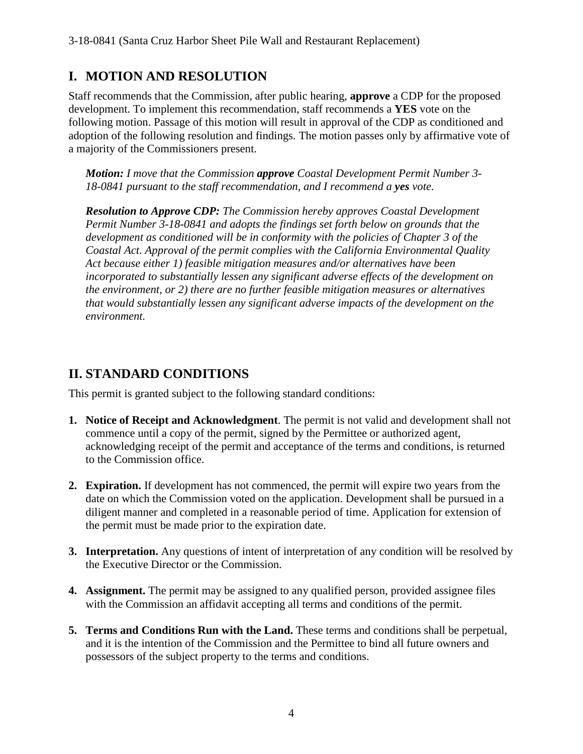## I. MOTION AND RESOLUTION

Staff recommends that the Commission, after public hearing, **approve** a CDP for the proposed development. To implement this recommendation, staff recommends a **YES** vote on the following motion. Passage of this motion will result in approval of the CDP as conditioned and adoption of the following resolution and findings. The motion passes only by affirmative vote of a majority of the Commissioners present.

> ***Motion:*** *I move that the Commission* ***approve*** *Coastal Development Permit Number 3-18-0841 pursuant to the staff recommendation, and I recommend a* ***yes*** *vote.*
>
> ***Resolution to Approve CDP:*** *The Commission hereby approves Coastal Development Permit Number 3-18-0841 and adopts the findings set forth below on grounds that the development as conditioned will be in conformity with the policies of Chapter 3 of the Coastal Act. Approval of the permit complies with the California Environmental Quality Act because either 1) feasible mitigation measures and/or alternatives have been incorporated to substantially lessen any significant adverse effects of the development on the environment, or 2) there are no further feasible mitigation measures or alternatives that would substantially lessen any significant adverse impacts of the development on the environment.*

## II. STANDARD CONDITIONS

This permit is granted subject to the following standard conditions:

1. **Notice of Receipt and Acknowledgment**. The permit is not valid and development shall not commence until a copy of the permit, signed by the Permittee or authorized agent, acknowledging receipt of the permit and acceptance of the terms and conditions, is returned to the Commission office.

2. **Expiration.** If development has not commenced, the permit will expire two years from the date on which the Commission voted on the application. Development shall be pursued in a diligent manner and completed in a reasonable period of time. Application for extension of the permit must be made prior to the expiration date.

3. **Interpretation.** Any questions of intent of interpretation of any condition will be resolved by the Executive Director or the Commission.

4. **Assignment.** The permit may be assigned to any qualified person, provided assignee files with the Commission an affidavit accepting all terms and conditions of the permit.

5. **Terms and Conditions Run with the Land.** These terms and conditions shall be perpetual, and it is the intention of the Commission and the Permittee to bind all future owners and possessors of the subject property to the terms and conditions.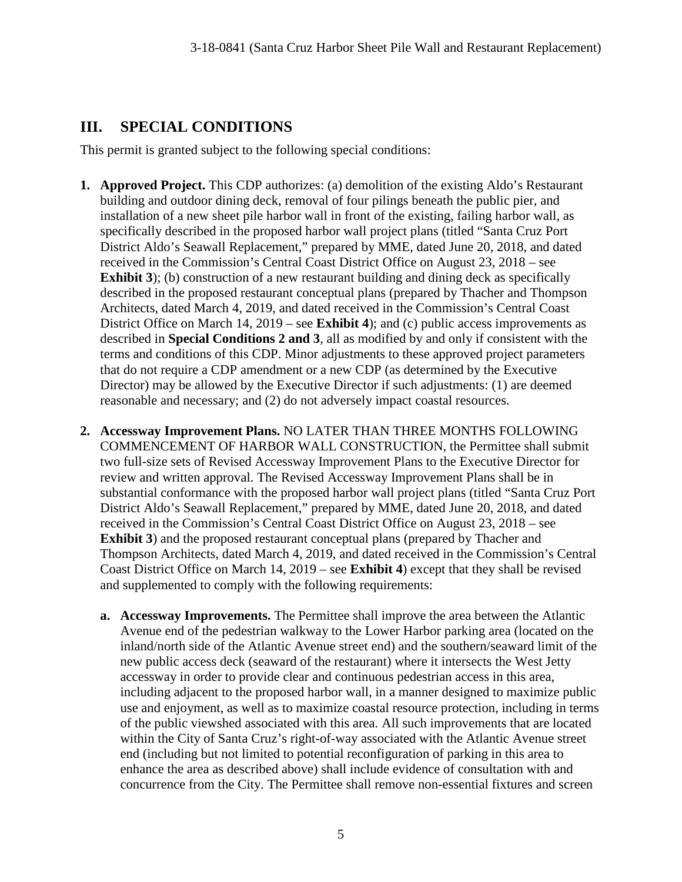## III. SPECIAL CONDITIONS

This permit is granted subject to the following special conditions:

1. **Approved Project.** This CDP authorizes: (a) demolition of the existing Aldo's Restaurant building and outdoor dining deck, removal of four pilings beneath the public pier, and installation of a new sheet pile harbor wall in front of the existing, failing harbor wall, as specifically described in the proposed harbor wall project plans (titled "Santa Cruz Port District Aldo's Seawall Replacement," prepared by MME, dated June 20, 2018, and dated received in the Commission's Central Coast District Office on August 23, 2018 – see **Exhibit 3**); (b) construction of a new restaurant building and dining deck as specifically described in the proposed restaurant conceptual plans (prepared by Thacher and Thompson Architects, dated March 4, 2019, and dated received in the Commission's Central Coast District Office on March 14, 2019 – see **Exhibit 4**); and (c) public access improvements as described in **Special Conditions 2 and 3**, all as modified by and only if consistent with the terms and conditions of this CDP. Minor adjustments to these approved project parameters that do not require a CDP amendment or a new CDP (as determined by the Executive Director) may be allowed by the Executive Director if such adjustments: (1) are deemed reasonable and necessary; and (2) do not adversely impact coastal resources.

2. **Accessway Improvement Plans.** NO LATER THAN THREE MONTHS FOLLOWING COMMENCEMENT OF HARBOR WALL CONSTRUCTION, the Permittee shall submit two full-size sets of Revised Accessway Improvement Plans to the Executive Director for review and written approval. The Revised Accessway Improvement Plans shall be in substantial conformance with the proposed harbor wall project plans (titled "Santa Cruz Port District Aldo's Seawall Replacement," prepared by MME, dated June 20, 2018, and dated received in the Commission's Central Coast District Office on August 23, 2018 – see **Exhibit 3**) and the proposed restaurant conceptual plans (prepared by Thacher and Thompson Architects, dated March 4, 2019, and dated received in the Commission's Central Coast District Office on March 14, 2019 – see **Exhibit 4**) except that they shall be revised and supplemented to comply with the following requirements:

   a. **Accessway Improvements.** The Permittee shall improve the area between the Atlantic Avenue end of the pedestrian walkway to the Lower Harbor parking area (located on the inland/north side of the Atlantic Avenue street end) and the southern/seaward limit of the new public access deck (seaward of the restaurant) where it intersects the West Jetty accessway in order to provide clear and continuous pedestrian access in this area, including adjacent to the proposed harbor wall, in a manner designed to maximize public use and enjoyment, as well as to maximize coastal resource protection, including in terms of the public viewshed associated with this area. All such improvements that are located within the City of Santa Cruz's right-of-way associated with the Atlantic Avenue street end (including but not limited to potential reconfiguration of parking in this area to enhance the area as described above) shall include evidence of consultation with and concurrence from the City. The Permittee shall remove non-essential fixtures and screen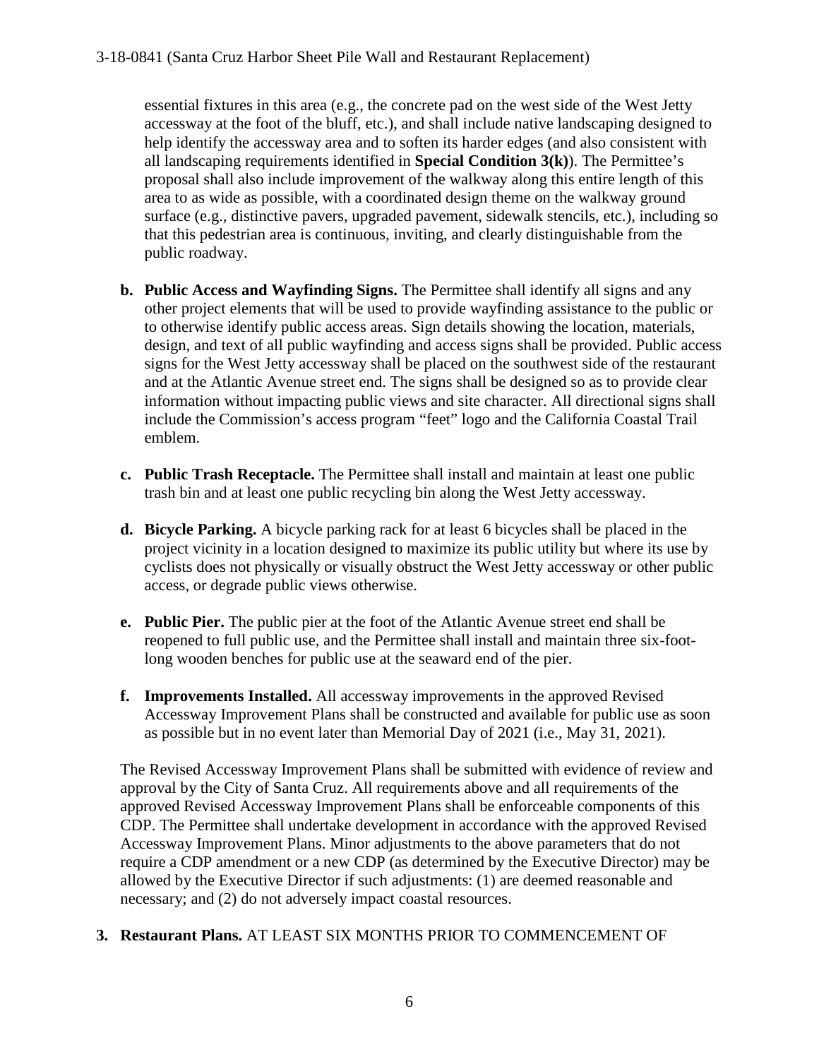essential fixtures in this area (e.g., the concrete pad on the west side of the West Jetty accessway at the foot of the bluff, etc.), and shall include native landscaping designed to help identify the accessway area and to soften its harder edges (and also consistent with all landscaping requirements identified in **Special Condition 3(k)**). The Permittee's proposal shall also include improvement of the walkway along this entire length of this area to as wide as possible, with a coordinated design theme on the walkway ground surface (e.g., distinctive pavers, upgraded pavement, sidewalk stencils, etc.), including so that this pedestrian area is continuous, inviting, and clearly distinguishable from the public roadway.

**b. Public Access and Wayfinding Signs.** The Permittee shall identify all signs and any other project elements that will be used to provide wayfinding assistance to the public or to otherwise identify public access areas. Sign details showing the location, materials, design, and text of all public wayfinding and access signs shall be provided. Public access signs for the West Jetty accessway shall be placed on the southwest side of the restaurant and at the Atlantic Avenue street end. The signs shall be designed so as to provide clear information without impacting public views and site character. All directional signs shall include the Commission's access program "feet" logo and the California Coastal Trail emblem.

**c. Public Trash Receptacle.** The Permittee shall install and maintain at least one public trash bin and at least one public recycling bin along the West Jetty accessway.

**d. Bicycle Parking.** A bicycle parking rack for at least 6 bicycles shall be placed in the project vicinity in a location designed to maximize its public utility but where its use by cyclists does not physically or visually obstruct the West Jetty accessway or other public access, or degrade public views otherwise.

**e. Public Pier.** The public pier at the foot of the Atlantic Avenue street end shall be reopened to full public use, and the Permittee shall install and maintain three six-foot-long wooden benches for public use at the seaward end of the pier.

**f. Improvements Installed.** All accessway improvements in the approved Revised Accessway Improvement Plans shall be constructed and available for public use as soon as possible but in no event later than Memorial Day of 2021 (i.e., May 31, 2021).

The Revised Accessway Improvement Plans shall be submitted with evidence of review and approval by the City of Santa Cruz. All requirements above and all requirements of the approved Revised Accessway Improvement Plans shall be enforceable components of this CDP. The Permittee shall undertake development in accordance with the approved Revised Accessway Improvement Plans. Minor adjustments to the above parameters that do not require a CDP amendment or a new CDP (as determined by the Executive Director) may be allowed by the Executive Director if such adjustments: (1) are deemed reasonable and necessary; and (2) do not adversely impact coastal resources.

**3. Restaurant Plans.** AT LEAST SIX MONTHS PRIOR TO COMMENCEMENT OF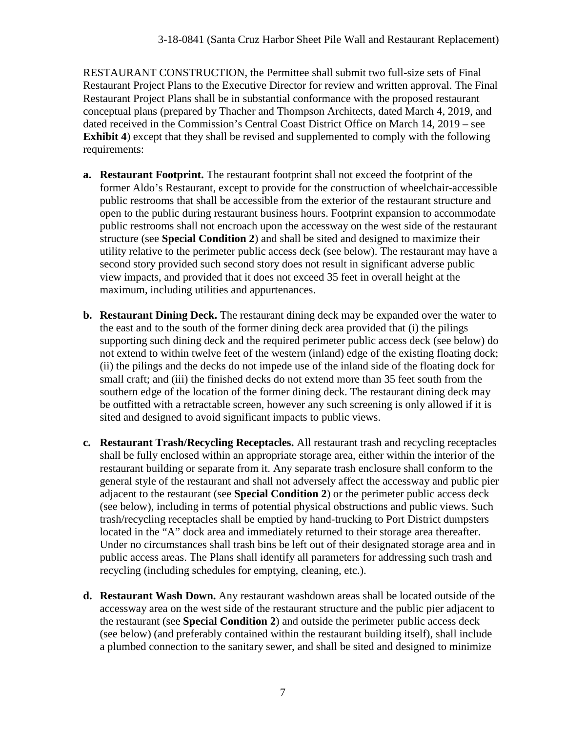RESTAURANT CONSTRUCTION, the Permittee shall submit two full-size sets of Final Restaurant Project Plans to the Executive Director for review and written approval. The Final Restaurant Project Plans shall be in substantial conformance with the proposed restaurant conceptual plans (prepared by Thacher and Thompson Architects, dated March 4, 2019, and dated received in the Commission's Central Coast District Office on March 14, 2019 – see **Exhibit 4**) except that they shall be revised and supplemented to comply with the following requirements:

**a. Restaurant Footprint.** The restaurant footprint shall not exceed the footprint of the former Aldo's Restaurant, except to provide for the construction of wheelchair-accessible public restrooms that shall be accessible from the exterior of the restaurant structure and open to the public during restaurant business hours. Footprint expansion to accommodate public restrooms shall not encroach upon the accessway on the west side of the restaurant structure (see **Special Condition 2**) and shall be sited and designed to maximize their utility relative to the perimeter public access deck (see below). The restaurant may have a second story provided such second story does not result in significant adverse public view impacts, and provided that it does not exceed 35 feet in overall height at the maximum, including utilities and appurtenances.

**b. Restaurant Dining Deck.** The restaurant dining deck may be expanded over the water to the east and to the south of the former dining deck area provided that (i) the pilings supporting such dining deck and the required perimeter public access deck (see below) do not extend to within twelve feet of the western (inland) edge of the existing floating dock; (ii) the pilings and the decks do not impede use of the inland side of the floating dock for small craft; and (iii) the finished decks do not extend more than 35 feet south from the southern edge of the location of the former dining deck. The restaurant dining deck may be outfitted with a retractable screen, however any such screening is only allowed if it is sited and designed to avoid significant impacts to public views.

**c. Restaurant Trash/Recycling Receptacles.** All restaurant trash and recycling receptacles shall be fully enclosed within an appropriate storage area, either within the interior of the restaurant building or separate from it. Any separate trash enclosure shall conform to the general style of the restaurant and shall not adversely affect the accessway and public pier adjacent to the restaurant (see **Special Condition 2**) or the perimeter public access deck (see below), including in terms of potential physical obstructions and public views. Such trash/recycling receptacles shall be emptied by hand-trucking to Port District dumpsters located in the "A" dock area and immediately returned to their storage area thereafter. Under no circumstances shall trash bins be left out of their designated storage area and in public access areas. The Plans shall identify all parameters for addressing such trash and recycling (including schedules for emptying, cleaning, etc.).

**d. Restaurant Wash Down.** Any restaurant washdown areas shall be located outside of the accessway area on the west side of the restaurant structure and the public pier adjacent to the restaurant (see **Special Condition 2**) and outside the perimeter public access deck (see below) (and preferably contained within the restaurant building itself), shall include a plumbed connection to the sanitary sewer, and shall be sited and designed to minimize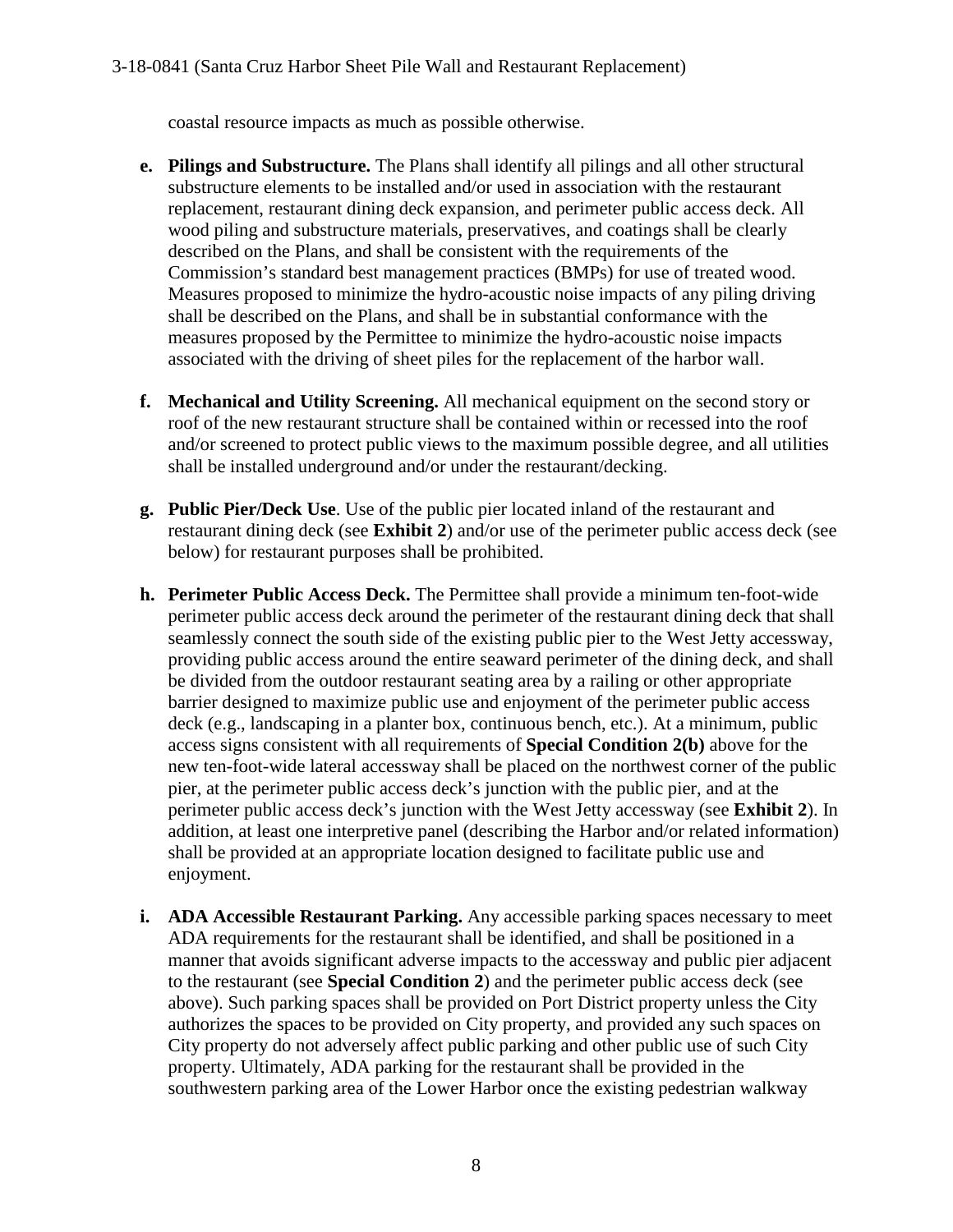coastal resource impacts as much as possible otherwise.

- **e. Pilings and Substructure.** The Plans shall identify all pilings and all other structural substructure elements to be installed and/or used in association with the restaurant replacement, restaurant dining deck expansion, and perimeter public access deck. All wood piling and substructure materials, preservatives, and coatings shall be clearly described on the Plans, and shall be consistent with the requirements of the Commission's standard best management practices (BMPs) for use of treated wood. Measures proposed to minimize the hydro-acoustic noise impacts of any piling driving shall be described on the Plans, and shall be in substantial conformance with the measures proposed by the Permittee to minimize the hydro-acoustic noise impacts associated with the driving of sheet piles for the replacement of the harbor wall.

- **f. Mechanical and Utility Screening.** All mechanical equipment on the second story or roof of the new restaurant structure shall be contained within or recessed into the roof and/or screened to protect public views to the maximum possible degree, and all utilities shall be installed underground and/or under the restaurant/decking.

- **g. Public Pier/Deck Use**. Use of the public pier located inland of the restaurant and restaurant dining deck (see **Exhibit 2**) and/or use of the perimeter public access deck (see below) for restaurant purposes shall be prohibited.

- **h. Perimeter Public Access Deck.** The Permittee shall provide a minimum ten-foot-wide perimeter public access deck around the perimeter of the restaurant dining deck that shall seamlessly connect the south side of the existing public pier to the West Jetty accessway, providing public access around the entire seaward perimeter of the dining deck, and shall be divided from the outdoor restaurant seating area by a railing or other appropriate barrier designed to maximize public use and enjoyment of the perimeter public access deck (e.g., landscaping in a planter box, continuous bench, etc.). At a minimum, public access signs consistent with all requirements of **Special Condition 2(b)** above for the new ten-foot-wide lateral accessway shall be placed on the northwest corner of the public pier, at the perimeter public access deck's junction with the public pier, and at the perimeter public access deck's junction with the West Jetty accessway (see **Exhibit 2**). In addition, at least one interpretive panel (describing the Harbor and/or related information) shall be provided at an appropriate location designed to facilitate public use and enjoyment.

- **i. ADA Accessible Restaurant Parking.** Any accessible parking spaces necessary to meet ADA requirements for the restaurant shall be identified, and shall be positioned in a manner that avoids significant adverse impacts to the accessway and public pier adjacent to the restaurant (see **Special Condition 2**) and the perimeter public access deck (see above). Such parking spaces shall be provided on Port District property unless the City authorizes the spaces to be provided on City property, and provided any such spaces on City property do not adversely affect public parking and other public use of such City property. Ultimately, ADA parking for the restaurant shall be provided in the southwestern parking area of the Lower Harbor once the existing pedestrian walkway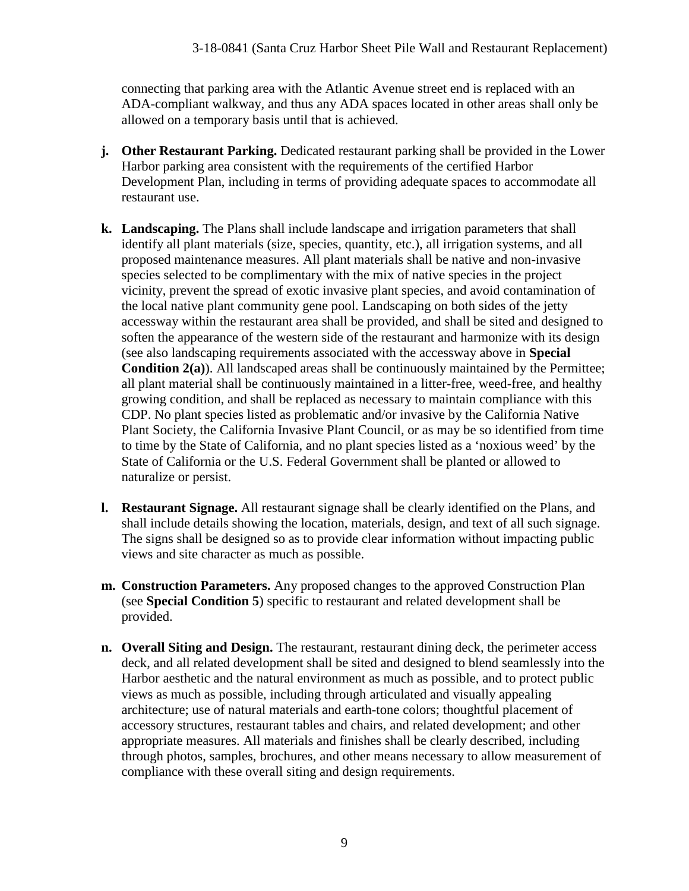connecting that parking area with the Atlantic Avenue street end is replaced with an ADA-compliant walkway, and thus any ADA spaces located in other areas shall only be allowed on a temporary basis until that is achieved.

**j. Other Restaurant Parking.** Dedicated restaurant parking shall be provided in the Lower Harbor parking area consistent with the requirements of the certified Harbor Development Plan, including in terms of providing adequate spaces to accommodate all restaurant use.

**k. Landscaping.** The Plans shall include landscape and irrigation parameters that shall identify all plant materials (size, species, quantity, etc.), all irrigation systems, and all proposed maintenance measures. All plant materials shall be native and non-invasive species selected to be complimentary with the mix of native species in the project vicinity, prevent the spread of exotic invasive plant species, and avoid contamination of the local native plant community gene pool. Landscaping on both sides of the jetty accessway within the restaurant area shall be provided, and shall be sited and designed to soften the appearance of the western side of the restaurant and harmonize with its design (see also landscaping requirements associated with the accessway above in **Special Condition 2(a)**). All landscaped areas shall be continuously maintained by the Permittee; all plant material shall be continuously maintained in a litter-free, weed-free, and healthy growing condition, and shall be replaced as necessary to maintain compliance with this CDP. No plant species listed as problematic and/or invasive by the California Native Plant Society, the California Invasive Plant Council, or as may be so identified from time to time by the State of California, and no plant species listed as a 'noxious weed' by the State of California or the U.S. Federal Government shall be planted or allowed to naturalize or persist.

**l. Restaurant Signage.** All restaurant signage shall be clearly identified on the Plans, and shall include details showing the location, materials, design, and text of all such signage. The signs shall be designed so as to provide clear information without impacting public views and site character as much as possible.

**m. Construction Parameters.** Any proposed changes to the approved Construction Plan (see **Special Condition 5**) specific to restaurant and related development shall be provided.

**n. Overall Siting and Design.** The restaurant, restaurant dining deck, the perimeter access deck, and all related development shall be sited and designed to blend seamlessly into the Harbor aesthetic and the natural environment as much as possible, and to protect public views as much as possible, including through articulated and visually appealing architecture; use of natural materials and earth-tone colors; thoughtful placement of accessory structures, restaurant tables and chairs, and related development; and other appropriate measures. All materials and finishes shall be clearly described, including through photos, samples, brochures, and other means necessary to allow measurement of compliance with these overall siting and design requirements.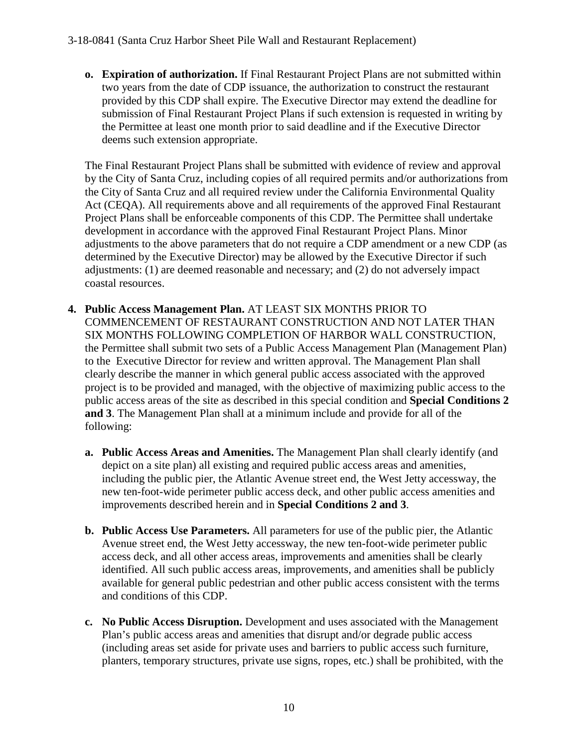**o. Expiration of authorization.** If Final Restaurant Project Plans are not submitted within two years from the date of CDP issuance, the authorization to construct the restaurant provided by this CDP shall expire. The Executive Director may extend the deadline for submission of Final Restaurant Project Plans if such extension is requested in writing by the Permittee at least one month prior to said deadline and if the Executive Director deems such extension appropriate.

The Final Restaurant Project Plans shall be submitted with evidence of review and approval by the City of Santa Cruz, including copies of all required permits and/or authorizations from the City of Santa Cruz and all required review under the California Environmental Quality Act (CEQA). All requirements above and all requirements of the approved Final Restaurant Project Plans shall be enforceable components of this CDP. The Permittee shall undertake development in accordance with the approved Final Restaurant Project Plans. Minor adjustments to the above parameters that do not require a CDP amendment or a new CDP (as determined by the Executive Director) may be allowed by the Executive Director if such adjustments: (1) are deemed reasonable and necessary; and (2) do not adversely impact coastal resources.

4. **Public Access Management Plan.** AT LEAST SIX MONTHS PRIOR TO COMMENCEMENT OF RESTAURANT CONSTRUCTION AND NOT LATER THAN SIX MONTHS FOLLOWING COMPLETION OF HARBOR WALL CONSTRUCTION, the Permittee shall submit two sets of a Public Access Management Plan (Management Plan) to the Executive Director for review and written approval. The Management Plan shall clearly describe the manner in which general public access associated with the approved project is to be provided and managed, with the objective of maximizing public access to the public access areas of the site as described in this special condition and **Special Conditions 2 and 3**. The Management Plan shall at a minimum include and provide for all of the following:

   **a. Public Access Areas and Amenities.** The Management Plan shall clearly identify (and depict on a site plan) all existing and required public access areas and amenities, including the public pier, the Atlantic Avenue street end, the West Jetty accessway, the new ten-foot-wide perimeter public access deck, and other public access amenities and improvements described herein and in **Special Conditions 2 and 3**.

   **b. Public Access Use Parameters.** All parameters for use of the public pier, the Atlantic Avenue street end, the West Jetty accessway, the new ten-foot-wide perimeter public access deck, and all other access areas, improvements and amenities shall be clearly identified. All such public access areas, improvements, and amenities shall be publicly available for general public pedestrian and other public access consistent with the terms and conditions of this CDP.

   **c. No Public Access Disruption.** Development and uses associated with the Management Plan's public access areas and amenities that disrupt and/or degrade public access (including areas set aside for private uses and barriers to public access such furniture, planters, temporary structures, private use signs, ropes, etc.) shall be prohibited, with the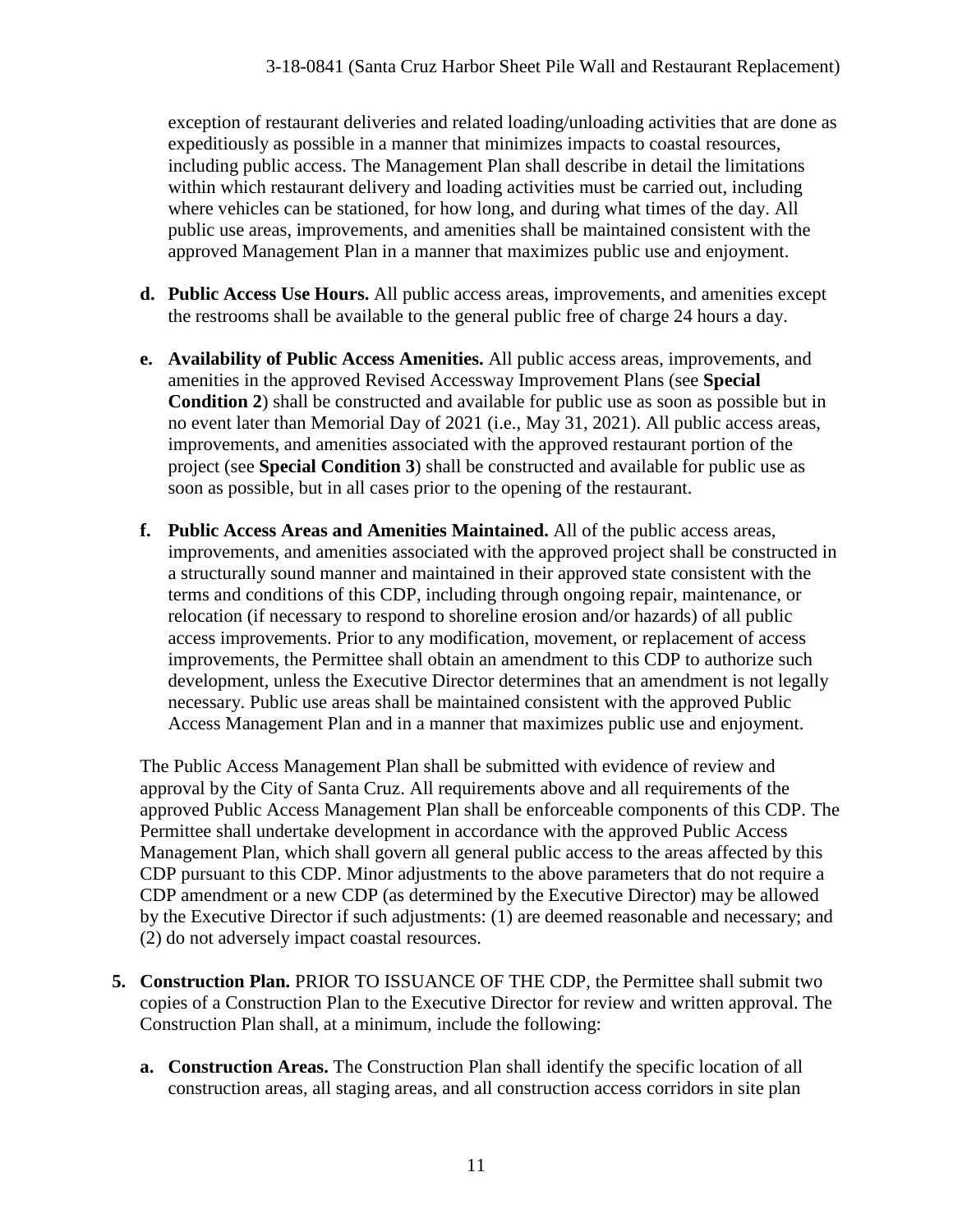exception of restaurant deliveries and related loading/unloading activities that are done as expeditiously as possible in a manner that minimizes impacts to coastal resources, including public access. The Management Plan shall describe in detail the limitations within which restaurant delivery and loading activities must be carried out, including where vehicles can be stationed, for how long, and during what times of the day. All public use areas, improvements, and amenities shall be maintained consistent with the approved Management Plan in a manner that maximizes public use and enjoyment.

- **d. Public Access Use Hours.** All public access areas, improvements, and amenities except the restrooms shall be available to the general public free of charge 24 hours a day.

- **e. Availability of Public Access Amenities.** All public access areas, improvements, and amenities in the approved Revised Accessway Improvement Plans (see **Special Condition 2**) shall be constructed and available for public use as soon as possible but in no event later than Memorial Day of 2021 (i.e., May 31, 2021). All public access areas, improvements, and amenities associated with the approved restaurant portion of the project (see **Special Condition 3**) shall be constructed and available for public use as soon as possible, but in all cases prior to the opening of the restaurant.

- **f. Public Access Areas and Amenities Maintained.** All of the public access areas, improvements, and amenities associated with the approved project shall be constructed in a structurally sound manner and maintained in their approved state consistent with the terms and conditions of this CDP, including through ongoing repair, maintenance, or relocation (if necessary to respond to shoreline erosion and/or hazards) of all public access improvements. Prior to any modification, movement, or replacement of access improvements, the Permittee shall obtain an amendment to this CDP to authorize such development, unless the Executive Director determines that an amendment is not legally necessary. Public use areas shall be maintained consistent with the approved Public Access Management Plan and in a manner that maximizes public use and enjoyment.

The Public Access Management Plan shall be submitted with evidence of review and approval by the City of Santa Cruz. All requirements above and all requirements of the approved Public Access Management Plan shall be enforceable components of this CDP. The Permittee shall undertake development in accordance with the approved Public Access Management Plan, which shall govern all general public access to the areas affected by this CDP pursuant to this CDP. Minor adjustments to the above parameters that do not require a CDP amendment or a new CDP (as determined by the Executive Director) may be allowed by the Executive Director if such adjustments: (1) are deemed reasonable and necessary; and (2) do not adversely impact coastal resources.

**5. Construction Plan.** PRIOR TO ISSUANCE OF THE CDP, the Permittee shall submit two copies of a Construction Plan to the Executive Director for review and written approval. The Construction Plan shall, at a minimum, include the following:

- **a. Construction Areas.** The Construction Plan shall identify the specific location of all construction areas, all staging areas, and all construction access corridors in site plan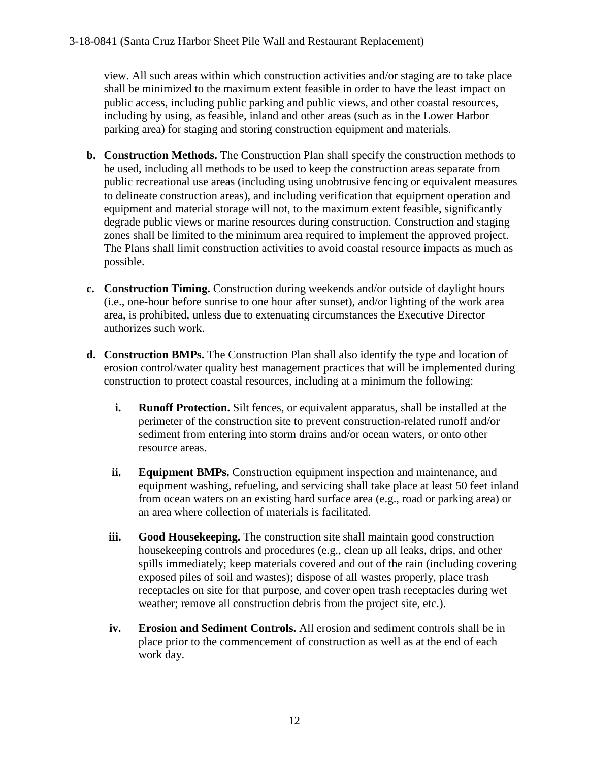view. All such areas within which construction activities and/or staging are to take place shall be minimized to the maximum extent feasible in order to have the least impact on public access, including public parking and public views, and other coastal resources, including by using, as feasible, inland and other areas (such as in the Lower Harbor parking area) for staging and storing construction equipment and materials.

**b. Construction Methods.** The Construction Plan shall specify the construction methods to be used, including all methods to be used to keep the construction areas separate from public recreational use areas (including using unobtrusive fencing or equivalent measures to delineate construction areas), and including verification that equipment operation and equipment and material storage will not, to the maximum extent feasible, significantly degrade public views or marine resources during construction. Construction and staging zones shall be limited to the minimum area required to implement the approved project. The Plans shall limit construction activities to avoid coastal resource impacts as much as possible.

**c. Construction Timing.** Construction during weekends and/or outside of daylight hours (i.e., one-hour before sunrise to one hour after sunset), and/or lighting of the work area area, is prohibited, unless due to extenuating circumstances the Executive Director authorizes such work.

**d. Construction BMPs.** The Construction Plan shall also identify the type and location of erosion control/water quality best management practices that will be implemented during construction to protect coastal resources, including at a minimum the following:

**i. Runoff Protection.** Silt fences, or equivalent apparatus, shall be installed at the perimeter of the construction site to prevent construction-related runoff and/or sediment from entering into storm drains and/or ocean waters, or onto other resource areas.

**ii. Equipment BMPs.** Construction equipment inspection and maintenance, and equipment washing, refueling, and servicing shall take place at least 50 feet inland from ocean waters on an existing hard surface area (e.g., road or parking area) or an area where collection of materials is facilitated.

**iii. Good Housekeeping.** The construction site shall maintain good construction housekeeping controls and procedures (e.g., clean up all leaks, drips, and other spills immediately; keep materials covered and out of the rain (including covering exposed piles of soil and wastes); dispose of all wastes properly, place trash receptacles on site for that purpose, and cover open trash receptacles during wet weather; remove all construction debris from the project site, etc.).

**iv. Erosion and Sediment Controls.** All erosion and sediment controls shall be in place prior to the commencement of construction as well as at the end of each work day.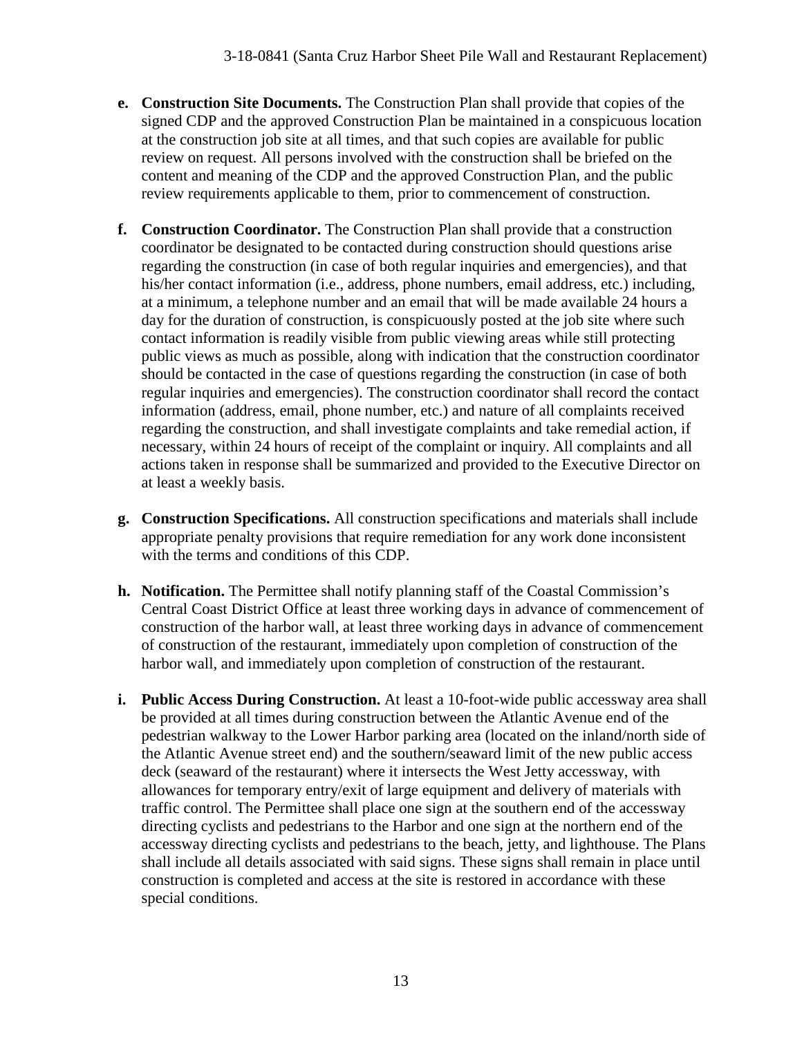- **e. Construction Site Documents.** The Construction Plan shall provide that copies of the signed CDP and the approved Construction Plan be maintained in a conspicuous location at the construction job site at all times, and that such copies are available for public review on request. All persons involved with the construction shall be briefed on the content and meaning of the CDP and the approved Construction Plan, and the public review requirements applicable to them, prior to commencement of construction.

- **f. Construction Coordinator.** The Construction Plan shall provide that a construction coordinator be designated to be contacted during construction should questions arise regarding the construction (in case of both regular inquiries and emergencies), and that his/her contact information (i.e., address, phone numbers, email address, etc.) including, at a minimum, a telephone number and an email that will be made available 24 hours a day for the duration of construction, is conspicuously posted at the job site where such contact information is readily visible from public viewing areas while still protecting public views as much as possible, along with indication that the construction coordinator should be contacted in the case of questions regarding the construction (in case of both regular inquiries and emergencies). The construction coordinator shall record the contact information (address, email, phone number, etc.) and nature of all complaints received regarding the construction, and shall investigate complaints and take remedial action, if necessary, within 24 hours of receipt of the complaint or inquiry. All complaints and all actions taken in response shall be summarized and provided to the Executive Director on at least a weekly basis.

- **g. Construction Specifications.** All construction specifications and materials shall include appropriate penalty provisions that require remediation for any work done inconsistent with the terms and conditions of this CDP.

- **h. Notification.** The Permittee shall notify planning staff of the Coastal Commission's Central Coast District Office at least three working days in advance of commencement of construction of the harbor wall, at least three working days in advance of commencement of construction of the restaurant, immediately upon completion of construction of the harbor wall, and immediately upon completion of construction of the restaurant.

- **i. Public Access During Construction.** At least a 10-foot-wide public accessway area shall be provided at all times during construction between the Atlantic Avenue end of the pedestrian walkway to the Lower Harbor parking area (located on the inland/north side of the Atlantic Avenue street end) and the southern/seaward limit of the new public access deck (seaward of the restaurant) where it intersects the West Jetty accessway, with allowances for temporary entry/exit of large equipment and delivery of materials with traffic control. The Permittee shall place one sign at the southern end of the accessway directing cyclists and pedestrians to the Harbor and one sign at the northern end of the accessway directing cyclists and pedestrians to the beach, jetty, and lighthouse. The Plans shall include all details associated with said signs. These signs shall remain in place until construction is completed and access at the site is restored in accordance with these special conditions.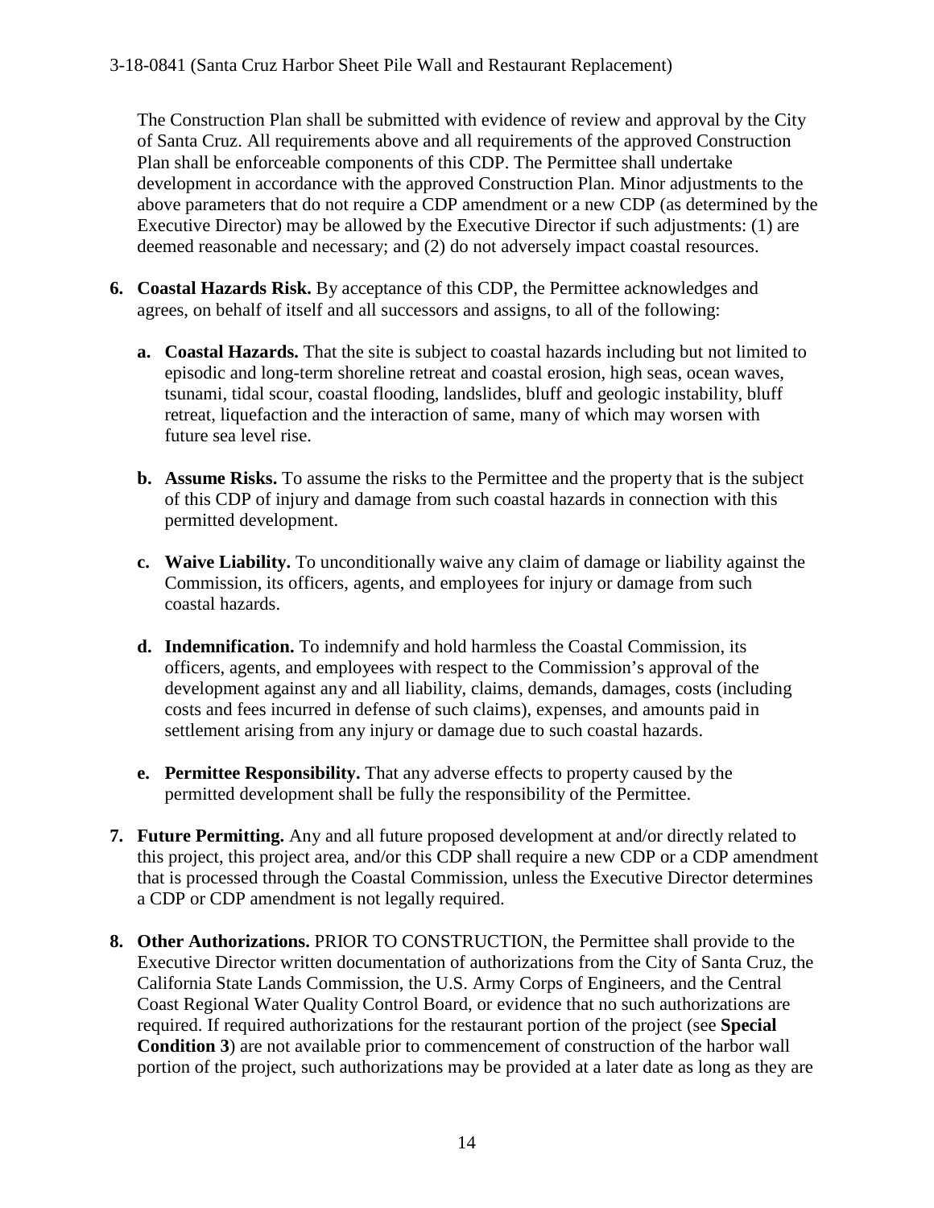The Construction Plan shall be submitted with evidence of review and approval by the City of Santa Cruz. All requirements above and all requirements of the approved Construction Plan shall be enforceable components of this CDP. The Permittee shall undertake development in accordance with the approved Construction Plan. Minor adjustments to the above parameters that do not require a CDP amendment or a new CDP (as determined by the Executive Director) may be allowed by the Executive Director if such adjustments: (1) are deemed reasonable and necessary; and (2) do not adversely impact coastal resources.

6. **Coastal Hazards Risk.** By acceptance of this CDP, the Permittee acknowledges and agrees, on behalf of itself and all successors and assigns, to all of the following:

   a. **Coastal Hazards.** That the site is subject to coastal hazards including but not limited to episodic and long-term shoreline retreat and coastal erosion, high seas, ocean waves, tsunami, tidal scour, coastal flooding, landslides, bluff and geologic instability, bluff retreat, liquefaction and the interaction of same, many of which may worsen with future sea level rise.

   b. **Assume Risks.** To assume the risks to the Permittee and the property that is the subject of this CDP of injury and damage from such coastal hazards in connection with this permitted development.

   c. **Waive Liability.** To unconditionally waive any claim of damage or liability against the Commission, its officers, agents, and employees for injury or damage from such coastal hazards.

   d. **Indemnification.** To indemnify and hold harmless the Coastal Commission, its officers, agents, and employees with respect to the Commission's approval of the development against any and all liability, claims, demands, damages, costs (including costs and fees incurred in defense of such claims), expenses, and amounts paid in settlement arising from any injury or damage due to such coastal hazards.

   e. **Permittee Responsibility.** That any adverse effects to property caused by the permitted development shall be fully the responsibility of the Permittee.

7. **Future Permitting.** Any and all future proposed development at and/or directly related to this project, this project area, and/or this CDP shall require a new CDP or a CDP amendment that is processed through the Coastal Commission, unless the Executive Director determines a CDP or CDP amendment is not legally required.

8. **Other Authorizations.** PRIOR TO CONSTRUCTION, the Permittee shall provide to the Executive Director written documentation of authorizations from the City of Santa Cruz, the California State Lands Commission, the U.S. Army Corps of Engineers, and the Central Coast Regional Water Quality Control Board, or evidence that no such authorizations are required. If required authorizations for the restaurant portion of the project (see **Special Condition 3**) are not available prior to commencement of construction of the harbor wall portion of the project, such authorizations may be provided at a later date as long as they are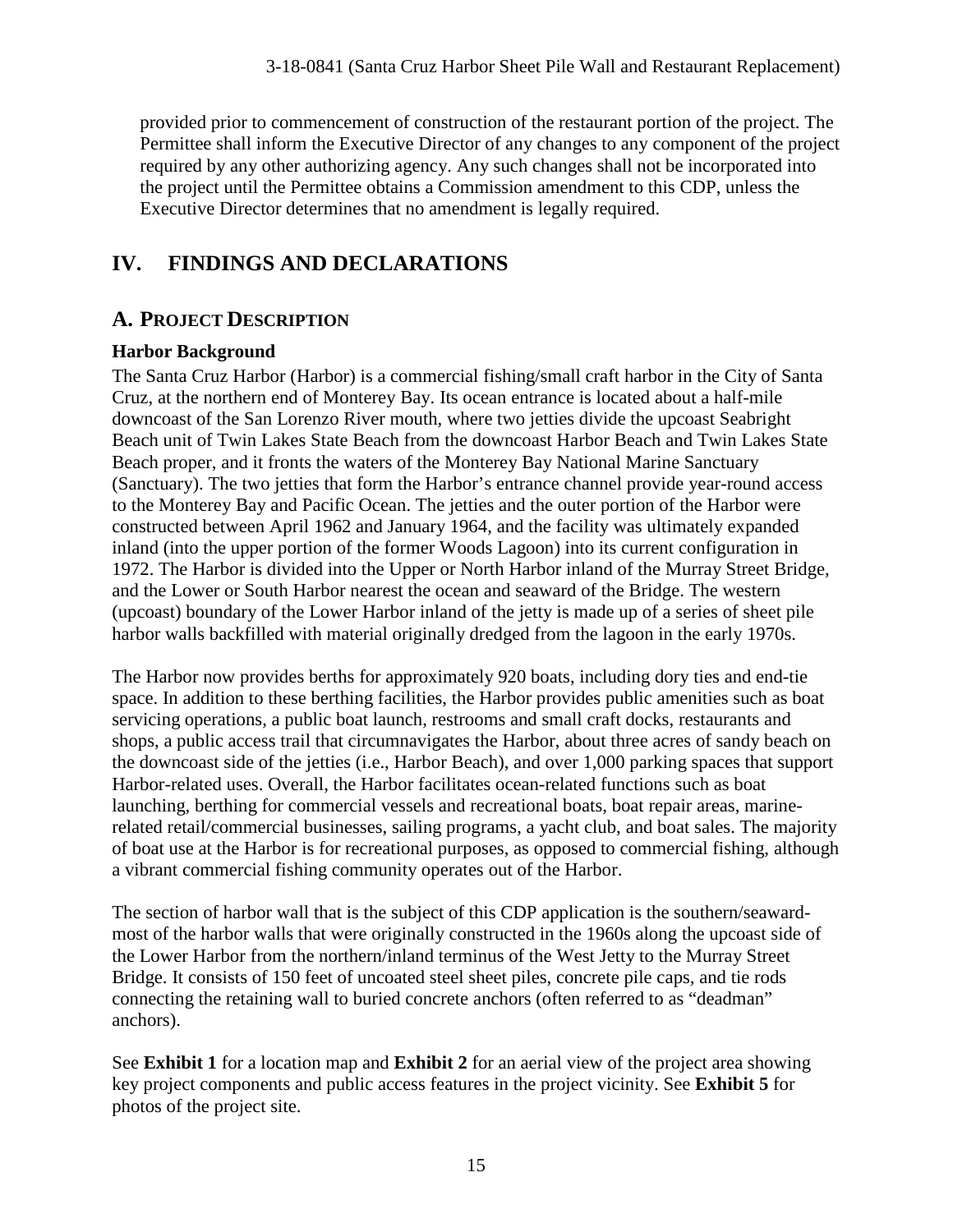provided prior to commencement of construction of the restaurant portion of the project. The Permittee shall inform the Executive Director of any changes to any component of the project required by any other authorizing agency. Any such changes shall not be incorporated into the project until the Permittee obtains a Commission amendment to this CDP, unless the Executive Director determines that no amendment is legally required.

# IV. FINDINGS AND DECLARATIONS

## A. PROJECT DESCRIPTION

### Harbor Background

The Santa Cruz Harbor (Harbor) is a commercial fishing/small craft harbor in the City of Santa Cruz, at the northern end of Monterey Bay. Its ocean entrance is located about a half-mile downcoast of the San Lorenzo River mouth, where two jetties divide the upcoast Seabright Beach unit of Twin Lakes State Beach from the downcoast Harbor Beach and Twin Lakes State Beach proper, and it fronts the waters of the Monterey Bay National Marine Sanctuary (Sanctuary). The two jetties that form the Harbor's entrance channel provide year-round access to the Monterey Bay and Pacific Ocean. The jetties and the outer portion of the Harbor were constructed between April 1962 and January 1964, and the facility was ultimately expanded inland (into the upper portion of the former Woods Lagoon) into its current configuration in 1972. The Harbor is divided into the Upper or North Harbor inland of the Murray Street Bridge, and the Lower or South Harbor nearest the ocean and seaward of the Bridge. The western (upcoast) boundary of the Lower Harbor inland of the jetty is made up of a series of sheet pile harbor walls backfilled with material originally dredged from the lagoon in the early 1970s.

The Harbor now provides berths for approximately 920 boats, including dory ties and end-tie space. In addition to these berthing facilities, the Harbor provides public amenities such as boat servicing operations, a public boat launch, restrooms and small craft docks, restaurants and shops, a public access trail that circumnavigates the Harbor, about three acres of sandy beach on the downcoast side of the jetties (i.e., Harbor Beach), and over 1,000 parking spaces that support Harbor-related uses. Overall, the Harbor facilitates ocean-related functions such as boat launching, berthing for commercial vessels and recreational boats, boat repair areas, marine-related retail/commercial businesses, sailing programs, a yacht club, and boat sales. The majority of boat use at the Harbor is for recreational purposes, as opposed to commercial fishing, although a vibrant commercial fishing community operates out of the Harbor.

The section of harbor wall that is the subject of this CDP application is the southern/seaward-most of the harbor walls that were originally constructed in the 1960s along the upcoast side of the Lower Harbor from the northern/inland terminus of the West Jetty to the Murray Street Bridge. It consists of 150 feet of uncoated steel sheet piles, concrete pile caps, and tie rods connecting the retaining wall to buried concrete anchors (often referred to as "deadman" anchors).

See **Exhibit 1** for a location map and **Exhibit 2** for an aerial view of the project area showing key project components and public access features in the project vicinity. See **Exhibit 5** for photos of the project site.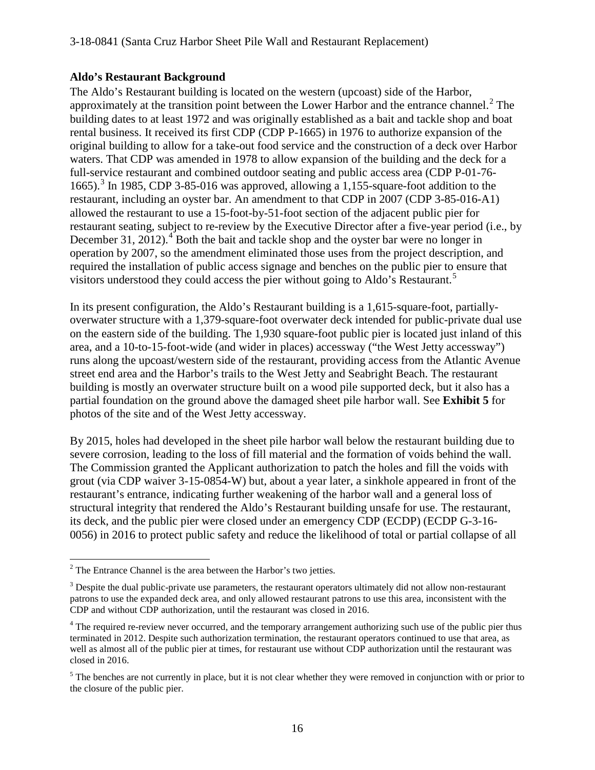**Aldo's Restaurant Background**

The Aldo's Restaurant building is located on the western (upcoast) side of the Harbor, approximately at the transition point between the Lower Harbor and the entrance channel.[2] The building dates to at least 1972 and was originally established as a bait and tackle shop and boat rental business. It received its first CDP (CDP P-1665) in 1976 to authorize expansion of the original building to allow for a take-out food service and the construction of a deck over Harbor waters. That CDP was amended in 1978 to allow expansion of the building and the deck for a full-service restaurant and combined outdoor seating and public access area (CDP P-01-76-1665).[3] In 1985, CDP 3-85-016 was approved, allowing a 1,155-square-foot addition to the restaurant, including an oyster bar. An amendment to that CDP in 2007 (CDP 3-85-016-A1) allowed the restaurant to use a 15-foot-by-51-foot section of the adjacent public pier for restaurant seating, subject to re-review by the Executive Director after a five-year period (i.e., by December 31, 2012).[4] Both the bait and tackle shop and the oyster bar were no longer in operation by 2007, so the amendment eliminated those uses from the project description, and required the installation of public access signage and benches on the public pier to ensure that visitors understood they could access the pier without going to Aldo's Restaurant.[5]

In its present configuration, the Aldo's Restaurant building is a 1,615-square-foot, partially-overwater structure with a 1,379-square-foot overwater deck intended for public-private dual use on the eastern side of the building. The 1,930 square-foot public pier is located just inland of this area, and a 10-to-15-foot-wide (and wider in places) accessway ("the West Jetty accessway") runs along the upcoast/western side of the restaurant, providing access from the Atlantic Avenue street end area and the Harbor's trails to the West Jetty and Seabright Beach. The restaurant building is mostly an overwater structure built on a wood pile supported deck, but it also has a partial foundation on the ground above the damaged sheet pile harbor wall. See **Exhibit 5** for photos of the site and of the West Jetty accessway.

By 2015, holes had developed in the sheet pile harbor wall below the restaurant building due to severe corrosion, leading to the loss of fill material and the formation of voids behind the wall. The Commission granted the Applicant authorization to patch the holes and fill the voids with grout (via CDP waiver 3-15-0854-W) but, about a year later, a sinkhole appeared in front of the restaurant's entrance, indicating further weakening of the harbor wall and a general loss of structural integrity that rendered the Aldo's Restaurant building unsafe for use. The restaurant, its deck, and the public pier were closed under an emergency CDP (ECDP) (ECDP G-3-16-0056) in 2016 to protect public safety and reduce the likelihood of total or partial collapse of all

---

[2] The Entrance Channel is the area between the Harbor's two jetties.

[3] Despite the dual public-private use parameters, the restaurant operators ultimately did not allow non-restaurant patrons to use the expanded deck area, and only allowed restaurant patrons to use this area, inconsistent with the CDP and without CDP authorization, until the restaurant was closed in 2016.

[4] The required re-review never occurred, and the temporary arrangement authorizing such use of the public pier thus terminated in 2012. Despite such authorization termination, the restaurant operators continued to use that area, as well as almost all of the public pier at times, for restaurant use without CDP authorization until the restaurant was closed in 2016.

[5] The benches are not currently in place, but it is not clear whether they were removed in conjunction with or prior to the closure of the public pier.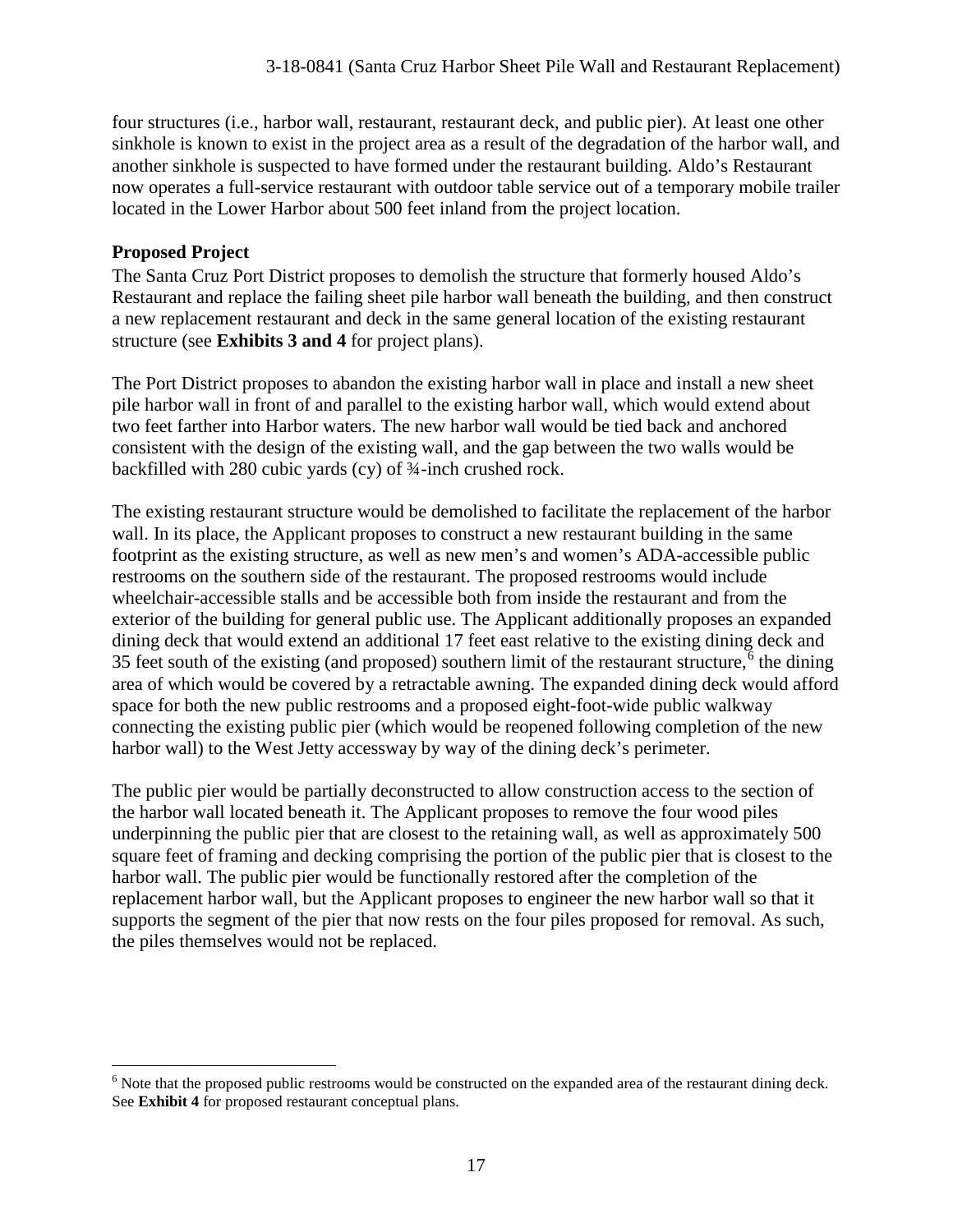four structures (i.e., harbor wall, restaurant, restaurant deck, and public pier). At least one other sinkhole is known to exist in the project area as a result of the degradation of the harbor wall, and another sinkhole is suspected to have formed under the restaurant building. Aldo's Restaurant now operates a full-service restaurant with outdoor table service out of a temporary mobile trailer located in the Lower Harbor about 500 feet inland from the project location.

**Proposed Project**

The Santa Cruz Port District proposes to demolish the structure that formerly housed Aldo's Restaurant and replace the failing sheet pile harbor wall beneath the building, and then construct a new replacement restaurant and deck in the same general location of the existing restaurant structure (see **Exhibits 3 and 4** for project plans).

The Port District proposes to abandon the existing harbor wall in place and install a new sheet pile harbor wall in front of and parallel to the existing harbor wall, which would extend about two feet farther into Harbor waters. The new harbor wall would be tied back and anchored consistent with the design of the existing wall, and the gap between the two walls would be backfilled with 280 cubic yards (cy) of ¾-inch crushed rock.

The existing restaurant structure would be demolished to facilitate the replacement of the harbor wall. In its place, the Applicant proposes to construct a new restaurant building in the same footprint as the existing structure, as well as new men's and women's ADA-accessible public restrooms on the southern side of the restaurant. The proposed restrooms would include wheelchair-accessible stalls and be accessible both from inside the restaurant and from the exterior of the building for general public use. The Applicant additionally proposes an expanded dining deck that would extend an additional 17 feet east relative to the existing dining deck and 35 feet south of the existing (and proposed) southern limit of the restaurant structure,[6] the dining area of which would be covered by a retractable awning. The expanded dining deck would afford space for both the new public restrooms and a proposed eight-foot-wide public walkway connecting the existing public pier (which would be reopened following completion of the new harbor wall) to the West Jetty accessway by way of the dining deck's perimeter.

The public pier would be partially deconstructed to allow construction access to the section of the harbor wall located beneath it. The Applicant proposes to remove the four wood piles underpinning the public pier that are closest to the retaining wall, as well as approximately 500 square feet of framing and decking comprising the portion of the public pier that is closest to the harbor wall. The public pier would be functionally restored after the completion of the replacement harbor wall, but the Applicant proposes to engineer the new harbor wall so that it supports the segment of the pier that now rests on the four piles proposed for removal. As such, the piles themselves would not be replaced.

[6] Note that the proposed public restrooms would be constructed on the expanded area of the restaurant dining deck. See **Exhibit 4** for proposed restaurant conceptual plans.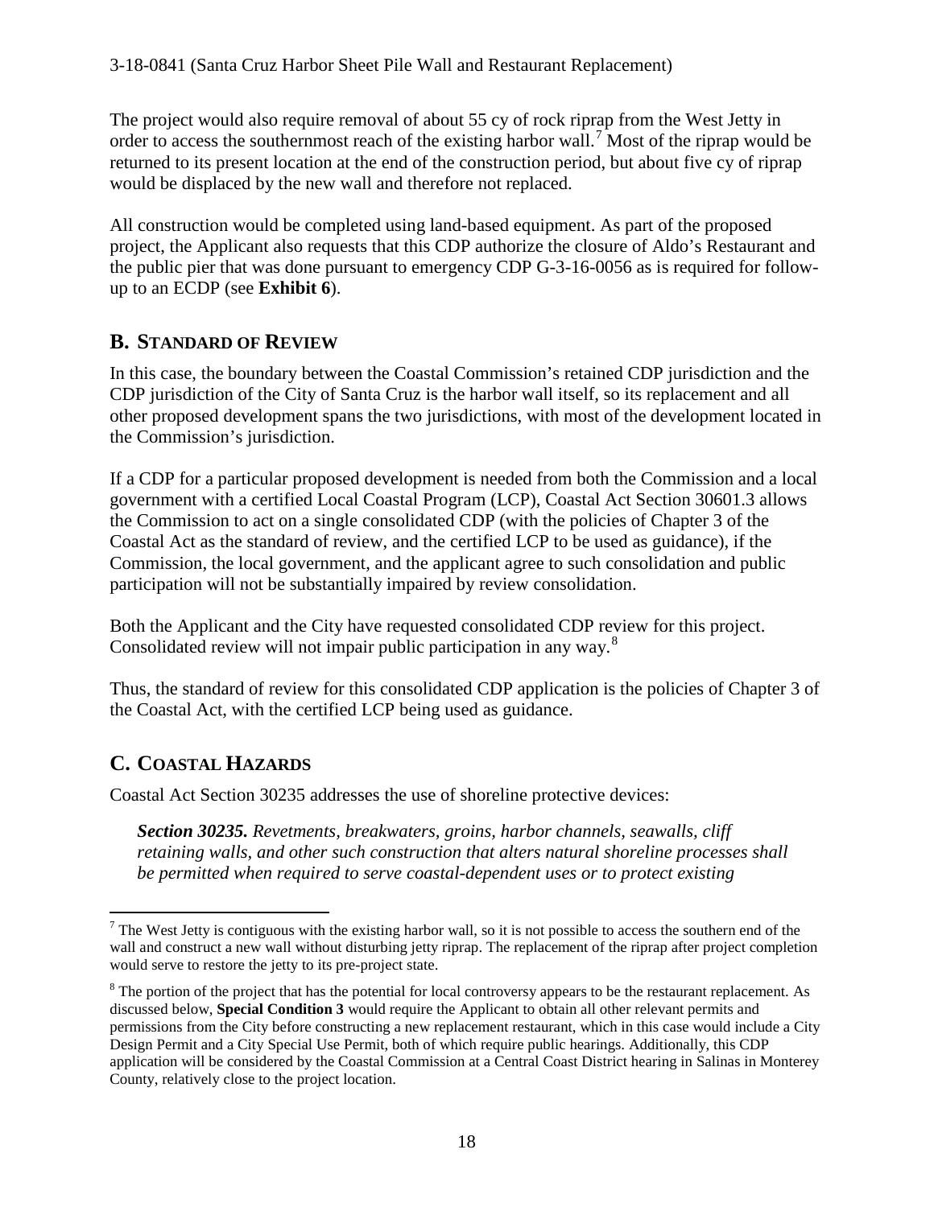The project would also require removal of about 55 cy of rock riprap from the West Jetty in order to access the southernmost reach of the existing harbor wall.[7] Most of the riprap would be returned to its present location at the end of the construction period, but about five cy of riprap would be displaced by the new wall and therefore not replaced.

All construction would be completed using land-based equipment. As part of the proposed project, the Applicant also requests that this CDP authorize the closure of Aldo's Restaurant and the public pier that was done pursuant to emergency CDP G-3-16-0056 as is required for follow-up to an ECDP (see **Exhibit 6**).

## B. Standard of Review

In this case, the boundary between the Coastal Commission's retained CDP jurisdiction and the CDP jurisdiction of the City of Santa Cruz is the harbor wall itself, so its replacement and all other proposed development spans the two jurisdictions, with most of the development located in the Commission's jurisdiction.

If a CDP for a particular proposed development is needed from both the Commission and a local government with a certified Local Coastal Program (LCP), Coastal Act Section 30601.3 allows the Commission to act on a single consolidated CDP (with the policies of Chapter 3 of the Coastal Act as the standard of review, and the certified LCP to be used as guidance), if the Commission, the local government, and the applicant agree to such consolidation and public participation will not be substantially impaired by review consolidation.

Both the Applicant and the City have requested consolidated CDP review for this project. Consolidated review will not impair public participation in any way.[8]

Thus, the standard of review for this consolidated CDP application is the policies of Chapter 3 of the Coastal Act, with the certified LCP being used as guidance.

## C. Coastal Hazards

Coastal Act Section 30235 addresses the use of shoreline protective devices:

> ***Section 30235.*** *Revetments, breakwaters, groins, harbor channels, seawalls, cliff retaining walls, and other such construction that alters natural shoreline processes shall be permitted when required to serve coastal-dependent uses or to protect existing*

---

[7] The West Jetty is contiguous with the existing harbor wall, so it is not possible to access the southern end of the wall and construct a new wall without disturbing jetty riprap. The replacement of the riprap after project completion would serve to restore the jetty to its pre-project state.

[8] The portion of the project that has the potential for local controversy appears to be the restaurant replacement. As discussed below, **Special Condition 3** would require the Applicant to obtain all other relevant permits and permissions from the City before constructing a new replacement restaurant, which in this case would include a City Design Permit and a City Special Use Permit, both of which require public hearings. Additionally, this CDP application will be considered by the Coastal Commission at a Central Coast District hearing in Salinas in Monterey County, relatively close to the project location.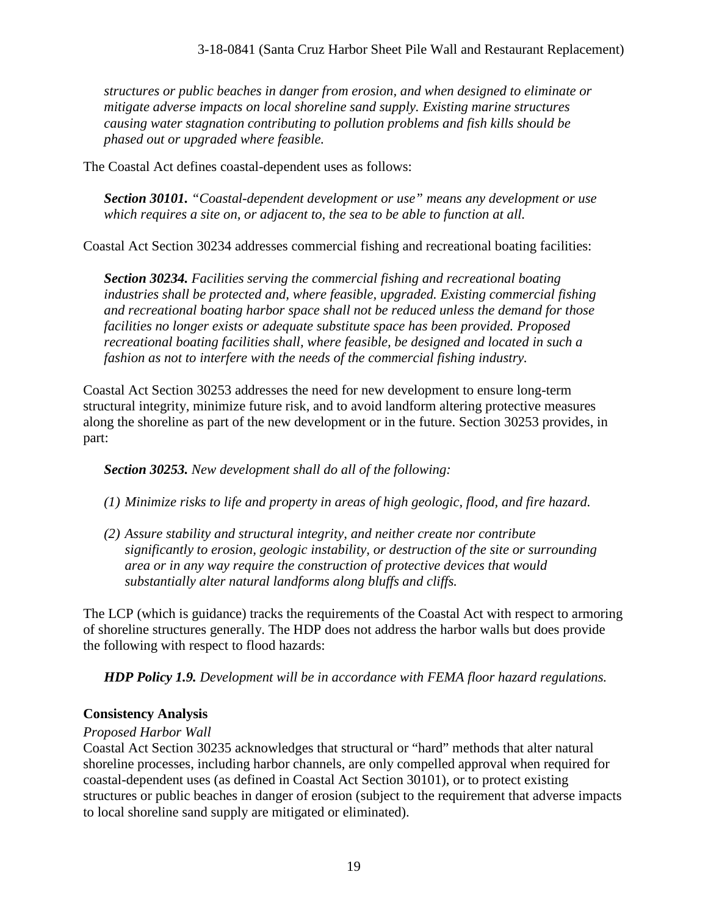*structures or public beaches in danger from erosion, and when designed to eliminate or mitigate adverse impacts on local shoreline sand supply. Existing marine structures causing water stagnation contributing to pollution problems and fish kills should be phased out or upgraded where feasible.*

The Coastal Act defines coastal-dependent uses as follows:

> ***Section 30101.*** *"Coastal-dependent development or use" means any development or use which requires a site on, or adjacent to, the sea to be able to function at all.*

Coastal Act Section 30234 addresses commercial fishing and recreational boating facilities:

> ***Section 30234.*** *Facilities serving the commercial fishing and recreational boating industries shall be protected and, where feasible, upgraded. Existing commercial fishing and recreational boating harbor space shall not be reduced unless the demand for those facilities no longer exists or adequate substitute space has been provided. Proposed recreational boating facilities shall, where feasible, be designed and located in such a fashion as not to interfere with the needs of the commercial fishing industry.*

Coastal Act Section 30253 addresses the need for new development to ensure long-term structural integrity, minimize future risk, and to avoid landform altering protective measures along the shoreline as part of the new development or in the future. Section 30253 provides, in part:

> ***Section 30253.*** *New development shall do all of the following:*
>
> *(1) Minimize risks to life and property in areas of high geologic, flood, and fire hazard.*
>
> *(2) Assure stability and structural integrity, and neither create nor contribute significantly to erosion, geologic instability, or destruction of the site or surrounding area or in any way require the construction of protective devices that would substantially alter natural landforms along bluffs and cliffs.*

The LCP (which is guidance) tracks the requirements of the Coastal Act with respect to armoring of shoreline structures generally. The HDP does not address the harbor walls but does provide the following with respect to flood hazards:

> ***HDP Policy 1.9.*** *Development will be in accordance with FEMA floor hazard regulations.*

**Consistency Analysis**

*Proposed Harbor Wall*

Coastal Act Section 30235 acknowledges that structural or "hard" methods that alter natural shoreline processes, including harbor channels, are only compelled approval when required for coastal-dependent uses (as defined in Coastal Act Section 30101), or to protect existing structures or public beaches in danger of erosion (subject to the requirement that adverse impacts to local shoreline sand supply are mitigated or eliminated).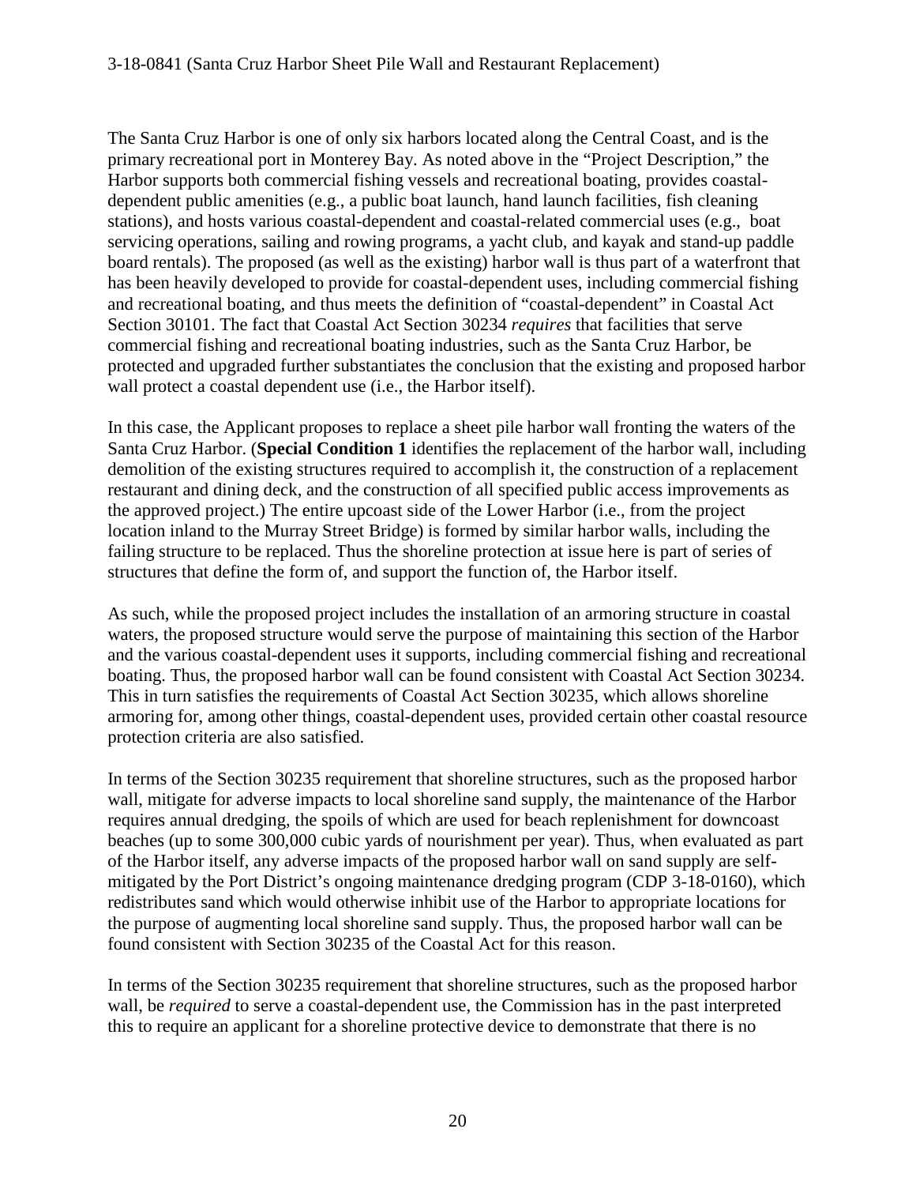The Santa Cruz Harbor is one of only six harbors located along the Central Coast, and is the primary recreational port in Monterey Bay. As noted above in the "Project Description," the Harbor supports both commercial fishing vessels and recreational boating, provides coastal-dependent public amenities (e.g., a public boat launch, hand launch facilities, fish cleaning stations), and hosts various coastal-dependent and coastal-related commercial uses (e.g., boat servicing operations, sailing and rowing programs, a yacht club, and kayak and stand-up paddle board rentals). The proposed (as well as the existing) harbor wall is thus part of a waterfront that has been heavily developed to provide for coastal-dependent uses, including commercial fishing and recreational boating, and thus meets the definition of "coastal-dependent" in Coastal Act Section 30101. The fact that Coastal Act Section 30234 *requires* that facilities that serve commercial fishing and recreational boating industries, such as the Santa Cruz Harbor, be protected and upgraded further substantiates the conclusion that the existing and proposed harbor wall protect a coastal dependent use (i.e., the Harbor itself).

In this case, the Applicant proposes to replace a sheet pile harbor wall fronting the waters of the Santa Cruz Harbor. (**Special Condition 1** identifies the replacement of the harbor wall, including demolition of the existing structures required to accomplish it, the construction of a replacement restaurant and dining deck, and the construction of all specified public access improvements as the approved project.) The entire upcoast side of the Lower Harbor (i.e., from the project location inland to the Murray Street Bridge) is formed by similar harbor walls, including the failing structure to be replaced. Thus the shoreline protection at issue here is part of series of structures that define the form of, and support the function of, the Harbor itself.

As such, while the proposed project includes the installation of an armoring structure in coastal waters, the proposed structure would serve the purpose of maintaining this section of the Harbor and the various coastal-dependent uses it supports, including commercial fishing and recreational boating. Thus, the proposed harbor wall can be found consistent with Coastal Act Section 30234. This in turn satisfies the requirements of Coastal Act Section 30235, which allows shoreline armoring for, among other things, coastal-dependent uses, provided certain other coastal resource protection criteria are also satisfied.

In terms of the Section 30235 requirement that shoreline structures, such as the proposed harbor wall, mitigate for adverse impacts to local shoreline sand supply, the maintenance of the Harbor requires annual dredging, the spoils of which are used for beach replenishment for downcoast beaches (up to some 300,000 cubic yards of nourishment per year). Thus, when evaluated as part of the Harbor itself, any adverse impacts of the proposed harbor wall on sand supply are self-mitigated by the Port District's ongoing maintenance dredging program (CDP 3-18-0160), which redistributes sand which would otherwise inhibit use of the Harbor to appropriate locations for the purpose of augmenting local shoreline sand supply. Thus, the proposed harbor wall can be found consistent with Section 30235 of the Coastal Act for this reason.

In terms of the Section 30235 requirement that shoreline structures, such as the proposed harbor wall, be *required* to serve a coastal-dependent use, the Commission has in the past interpreted this to require an applicant for a shoreline protective device to demonstrate that there is no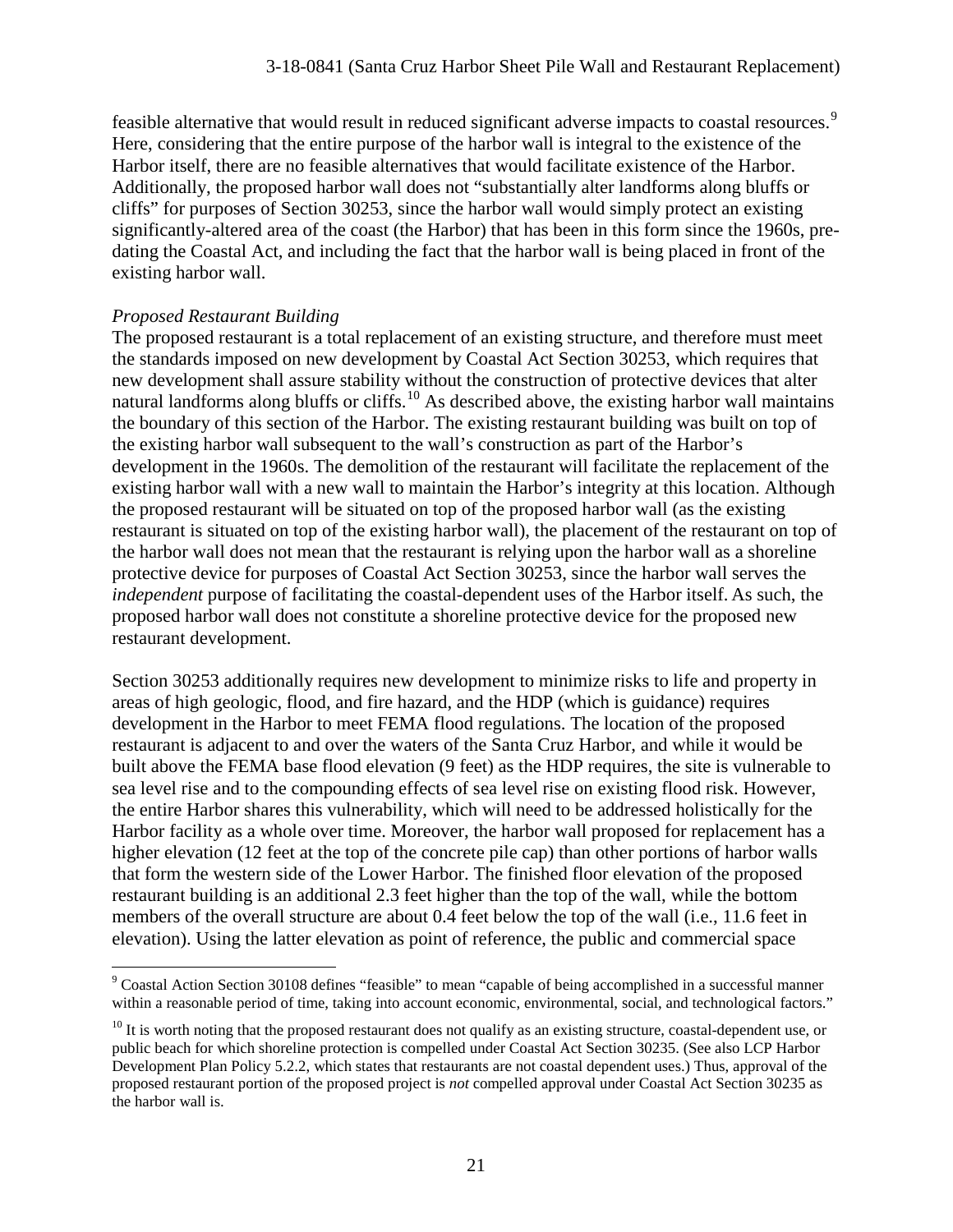feasible alternative that would result in reduced significant adverse impacts to coastal resources.[9] Here, considering that the entire purpose of the harbor wall is integral to the existence of the Harbor itself, there are no feasible alternatives that would facilitate existence of the Harbor. Additionally, the proposed harbor wall does not "substantially alter landforms along bluffs or cliffs" for purposes of Section 30253, since the harbor wall would simply protect an existing significantly-altered area of the coast (the Harbor) that has been in this form since the 1960s, pre-dating the Coastal Act, and including the fact that the harbor wall is being placed in front of the existing harbor wall.

*Proposed Restaurant Building*

The proposed restaurant is a total replacement of an existing structure, and therefore must meet the standards imposed on new development by Coastal Act Section 30253, which requires that new development shall assure stability without the construction of protective devices that alter natural landforms along bluffs or cliffs.[10] As described above, the existing harbor wall maintains the boundary of this section of the Harbor. The existing restaurant building was built on top of the existing harbor wall subsequent to the wall's construction as part of the Harbor's development in the 1960s. The demolition of the restaurant will facilitate the replacement of the existing harbor wall with a new wall to maintain the Harbor's integrity at this location. Although the proposed restaurant will be situated on top of the proposed harbor wall (as the existing restaurant is situated on top of the existing harbor wall), the placement of the restaurant on top of the harbor wall does not mean that the restaurant is relying upon the harbor wall as a shoreline protective device for purposes of Coastal Act Section 30253, since the harbor wall serves the *independent* purpose of facilitating the coastal-dependent uses of the Harbor itself. As such, the proposed harbor wall does not constitute a shoreline protective device for the proposed new restaurant development.

Section 30253 additionally requires new development to minimize risks to life and property in areas of high geologic, flood, and fire hazard, and the HDP (which is guidance) requires development in the Harbor to meet FEMA flood regulations. The location of the proposed restaurant is adjacent to and over the waters of the Santa Cruz Harbor, and while it would be built above the FEMA base flood elevation (9 feet) as the HDP requires, the site is vulnerable to sea level rise and to the compounding effects of sea level rise on existing flood risk. However, the entire Harbor shares this vulnerability, which will need to be addressed holistically for the Harbor facility as a whole over time. Moreover, the harbor wall proposed for replacement has a higher elevation (12 feet at the top of the concrete pile cap) than other portions of harbor walls that form the western side of the Lower Harbor. The finished floor elevation of the proposed restaurant building is an additional 2.3 feet higher than the top of the wall, while the bottom members of the overall structure are about 0.4 feet below the top of the wall (i.e., 11.6 feet in elevation). Using the latter elevation as point of reference, the public and commercial space

---

[9] Coastal Action Section 30108 defines "feasible" to mean "capable of being accomplished in a successful manner within a reasonable period of time, taking into account economic, environmental, social, and technological factors."

[10] It is worth noting that the proposed restaurant does not qualify as an existing structure, coastal-dependent use, or public beach for which shoreline protection is compelled under Coastal Act Section 30235. (See also LCP Harbor Development Plan Policy 5.2.2, which states that restaurants are not coastal dependent uses.) Thus, approval of the proposed restaurant portion of the proposed project is *not* compelled approval under Coastal Act Section 30235 as the harbor wall is.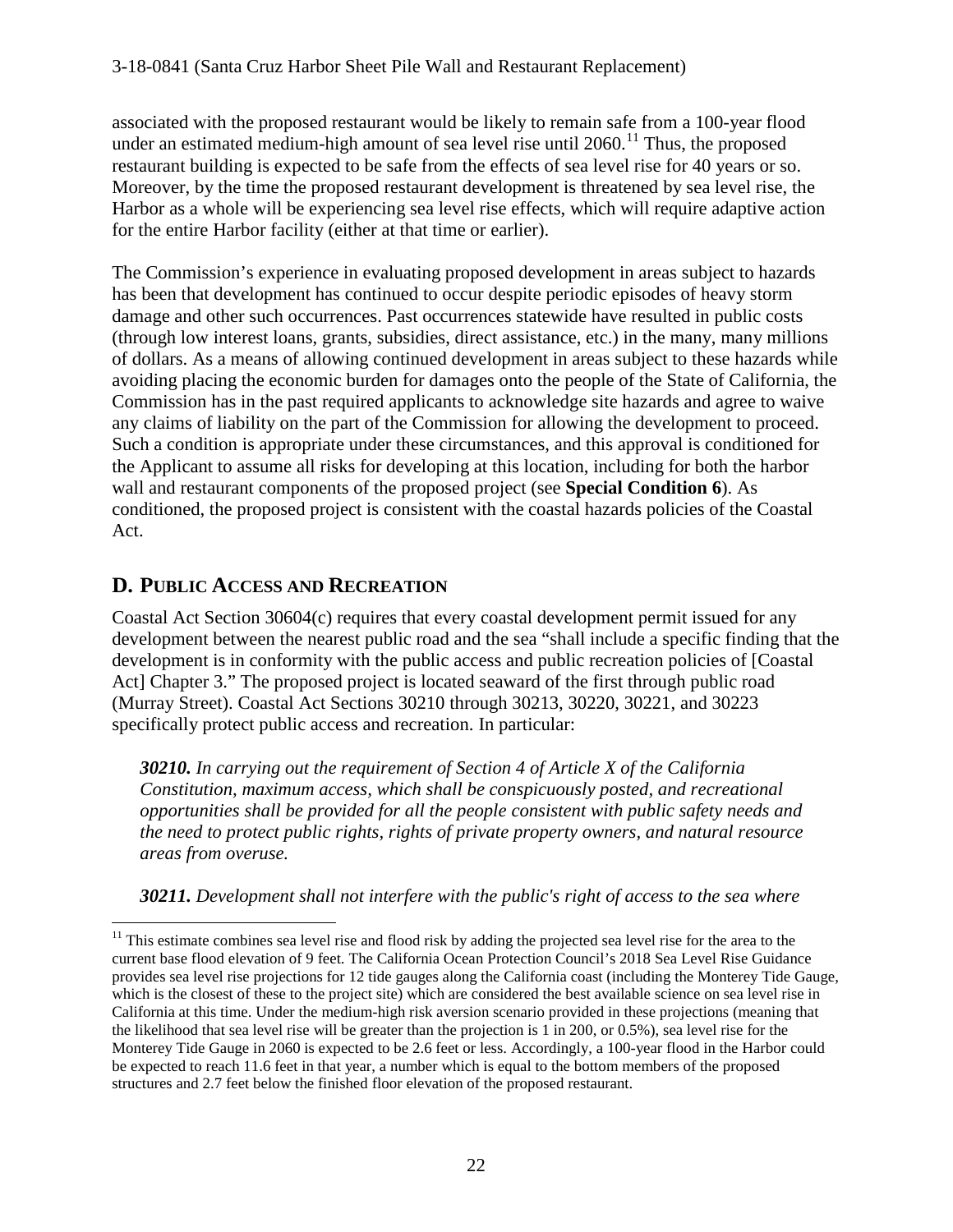associated with the proposed restaurant would be likely to remain safe from a 100-year flood under an estimated medium-high amount of sea level rise until 2060.[11] Thus, the proposed restaurant building is expected to be safe from the effects of sea level rise for 40 years or so. Moreover, by the time the proposed restaurant development is threatened by sea level rise, the Harbor as a whole will be experiencing sea level rise effects, which will require adaptive action for the entire Harbor facility (either at that time or earlier).

The Commission's experience in evaluating proposed development in areas subject to hazards has been that development has continued to occur despite periodic episodes of heavy storm damage and other such occurrences. Past occurrences statewide have resulted in public costs (through low interest loans, grants, subsidies, direct assistance, etc.) in the many, many millions of dollars. As a means of allowing continued development in areas subject to these hazards while avoiding placing the economic burden for damages onto the people of the State of California, the Commission has in the past required applicants to acknowledge site hazards and agree to waive any claims of liability on the part of the Commission for allowing the development to proceed. Such a condition is appropriate under these circumstances, and this approval is conditioned for the Applicant to assume all risks for developing at this location, including for both the harbor wall and restaurant components of the proposed project (see **Special Condition 6**). As conditioned, the proposed project is consistent with the coastal hazards policies of the Coastal Act.

## D. PUBLIC ACCESS AND RECREATION

Coastal Act Section 30604(c) requires that every coastal development permit issued for any development between the nearest public road and the sea "shall include a specific finding that the development is in conformity with the public access and public recreation policies of [Coastal Act] Chapter 3." The proposed project is located seaward of the first through public road (Murray Street). Coastal Act Sections 30210 through 30213, 30220, 30221, and 30223 specifically protect public access and recreation. In particular:

> ***30210.*** *In carrying out the requirement of Section 4 of Article X of the California Constitution, maximum access, which shall be conspicuously posted, and recreational opportunities shall be provided for all the people consistent with public safety needs and the need to protect public rights, rights of private property owners, and natural resource areas from overuse.*
>
> ***30211.*** *Development shall not interfere with the public's right of access to the sea where*

---

[11] This estimate combines sea level rise and flood risk by adding the projected sea level rise for the area to the current base flood elevation of 9 feet. The California Ocean Protection Council's 2018 Sea Level Rise Guidance provides sea level rise projections for 12 tide gauges along the California coast (including the Monterey Tide Gauge, which is the closest of these to the project site) which are considered the best available science on sea level rise in California at this time. Under the medium-high risk aversion scenario provided in these projections (meaning that the likelihood that sea level rise will be greater than the projection is 1 in 200, or 0.5%), sea level rise for the Monterey Tide Gauge in 2060 is expected to be 2.6 feet or less. Accordingly, a 100-year flood in the Harbor could be expected to reach 11.6 feet in that year, a number which is equal to the bottom members of the proposed structures and 2.7 feet below the finished floor elevation of the proposed restaurant.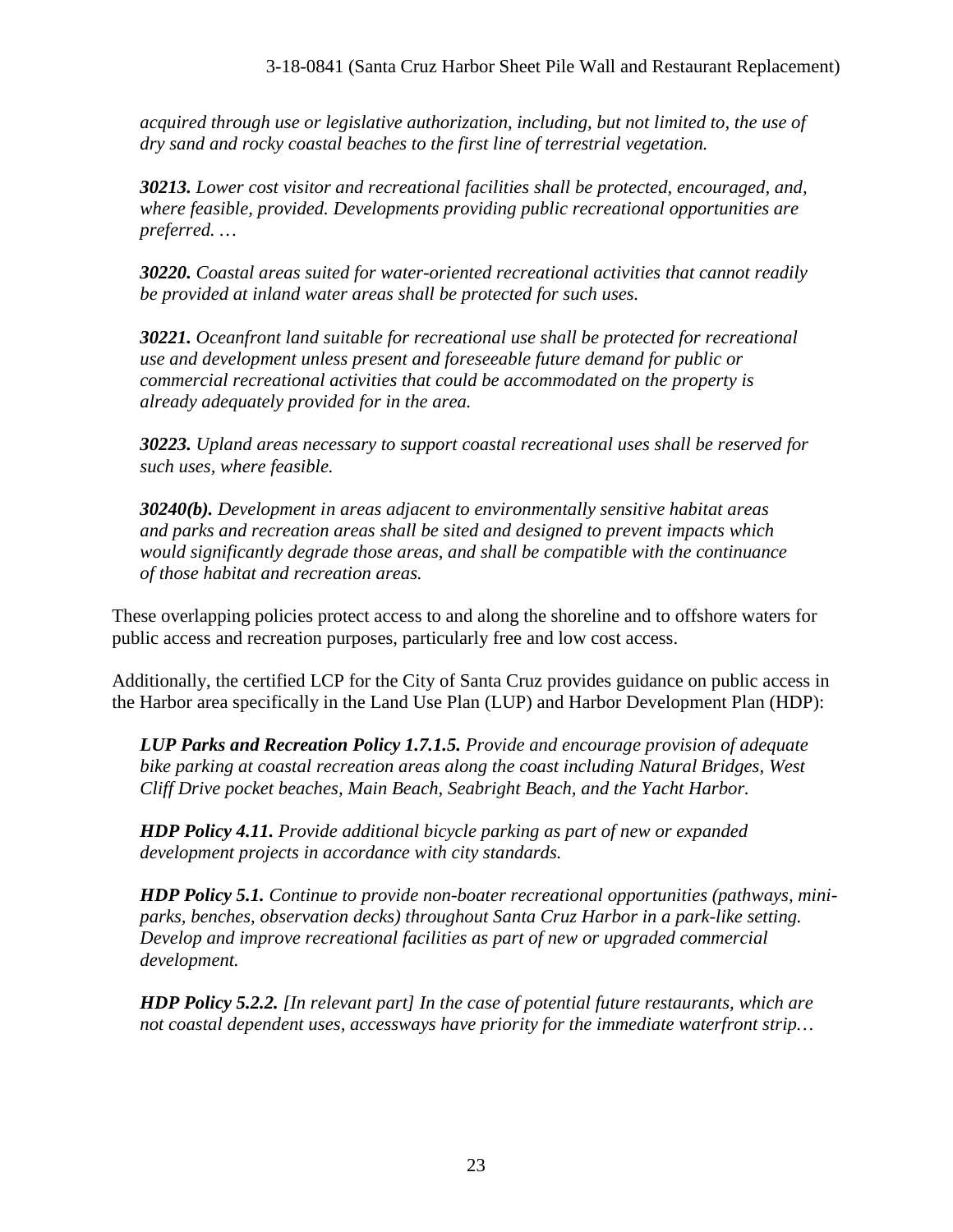*acquired through use or legislative authorization, including, but not limited to, the use of dry sand and rocky coastal beaches to the first line of terrestrial vegetation.*

***30213.*** *Lower cost visitor and recreational facilities shall be protected, encouraged, and, where feasible, provided. Developments providing public recreational opportunities are preferred. …*

***30220.*** *Coastal areas suited for water-oriented recreational activities that cannot readily be provided at inland water areas shall be protected for such uses.*

***30221.*** *Oceanfront land suitable for recreational use shall be protected for recreational use and development unless present and foreseeable future demand for public or commercial recreational activities that could be accommodated on the property is already adequately provided for in the area.*

***30223.*** *Upland areas necessary to support coastal recreational uses shall be reserved for such uses, where feasible.*

***30240(b).*** *Development in areas adjacent to environmentally sensitive habitat areas and parks and recreation areas shall be sited and designed to prevent impacts which would significantly degrade those areas, and shall be compatible with the continuance of those habitat and recreation areas.*

These overlapping policies protect access to and along the shoreline and to offshore waters for public access and recreation purposes, particularly free and low cost access.

Additionally, the certified LCP for the City of Santa Cruz provides guidance on public access in the Harbor area specifically in the Land Use Plan (LUP) and Harbor Development Plan (HDP):

***LUP Parks and Recreation Policy 1.7.1.5.*** *Provide and encourage provision of adequate bike parking at coastal recreation areas along the coast including Natural Bridges, West Cliff Drive pocket beaches, Main Beach, Seabright Beach, and the Yacht Harbor.*

***HDP Policy 4.11.*** *Provide additional bicycle parking as part of new or expanded development projects in accordance with city standards.*

***HDP Policy 5.1.*** *Continue to provide non-boater recreational opportunities (pathways, mini-parks, benches, observation decks) throughout Santa Cruz Harbor in a park-like setting. Develop and improve recreational facilities as part of new or upgraded commercial development.*

***HDP Policy 5.2.2.*** *[In relevant part] In the case of potential future restaurants, which are not coastal dependent uses, accessways have priority for the immediate waterfront strip…*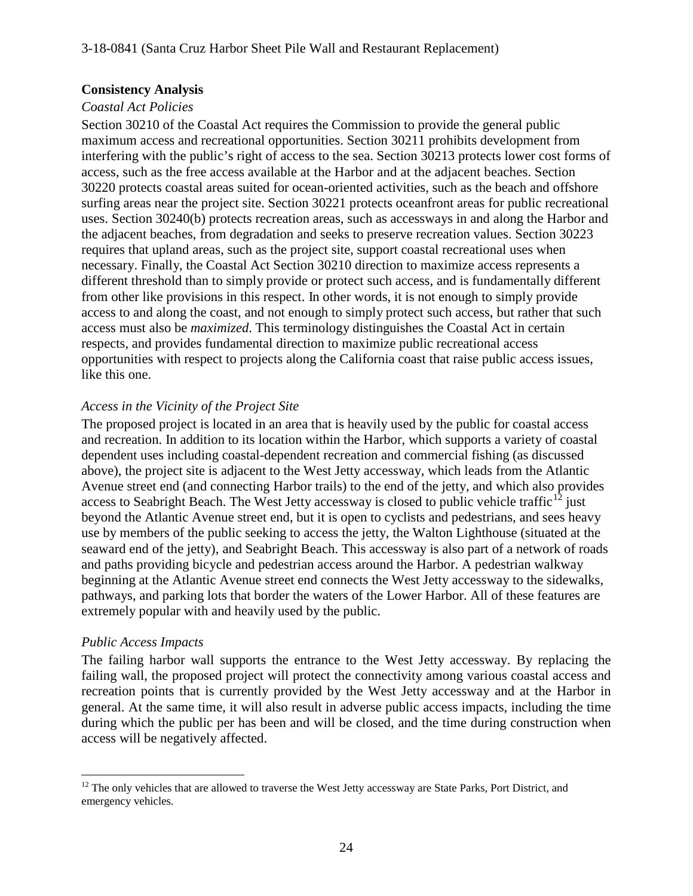**Consistency Analysis**

*Coastal Act Policies*

Section 30210 of the Coastal Act requires the Commission to provide the general public maximum access and recreational opportunities. Section 30211 prohibits development from interfering with the public's right of access to the sea. Section 30213 protects lower cost forms of access, such as the free access available at the Harbor and at the adjacent beaches. Section 30220 protects coastal areas suited for ocean-oriented activities, such as the beach and offshore surfing areas near the project site. Section 30221 protects oceanfront areas for public recreational uses. Section 30240(b) protects recreation areas, such as accessways in and along the Harbor and the adjacent beaches, from degradation and seeks to preserve recreation values. Section 30223 requires that upland areas, such as the project site, support coastal recreational uses when necessary. Finally, the Coastal Act Section 30210 direction to maximize access represents a different threshold than to simply provide or protect such access, and is fundamentally different from other like provisions in this respect. In other words, it is not enough to simply provide access to and along the coast, and not enough to simply protect such access, but rather that such access must also be *maximized*. This terminology distinguishes the Coastal Act in certain respects, and provides fundamental direction to maximize public recreational access opportunities with respect to projects along the California coast that raise public access issues, like this one.

*Access in the Vicinity of the Project Site*

The proposed project is located in an area that is heavily used by the public for coastal access and recreation. In addition to its location within the Harbor, which supports a variety of coastal dependent uses including coastal-dependent recreation and commercial fishing (as discussed above), the project site is adjacent to the West Jetty accessway, which leads from the Atlantic Avenue street end (and connecting Harbor trails) to the end of the jetty, and which also provides access to Seabright Beach. The West Jetty accessway is closed to public vehicle traffic[12] just beyond the Atlantic Avenue street end, but it is open to cyclists and pedestrians, and sees heavy use by members of the public seeking to access the jetty, the Walton Lighthouse (situated at the seaward end of the jetty), and Seabright Beach. This accessway is also part of a network of roads and paths providing bicycle and pedestrian access around the Harbor. A pedestrian walkway beginning at the Atlantic Avenue street end connects the West Jetty accessway to the sidewalks, pathways, and parking lots that border the waters of the Lower Harbor. All of these features are extremely popular with and heavily used by the public.

*Public Access Impacts*

The failing harbor wall supports the entrance to the West Jetty accessway. By replacing the failing wall, the proposed project will protect the connectivity among various coastal access and recreation points that is currently provided by the West Jetty accessway and at the Harbor in general. At the same time, it will also result in adverse public access impacts, including the time during which the public per has been and will be closed, and the time during construction when access will be negatively affected.

[12] The only vehicles that are allowed to traverse the West Jetty accessway are State Parks, Port District, and emergency vehicles.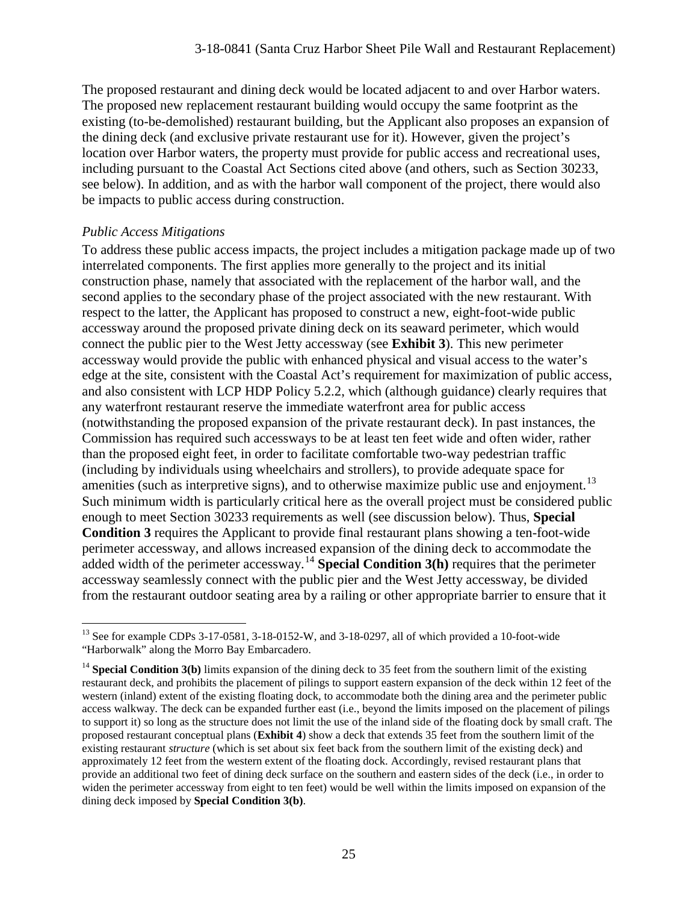The proposed restaurant and dining deck would be located adjacent to and over Harbor waters. The proposed new replacement restaurant building would occupy the same footprint as the existing (to-be-demolished) restaurant building, but the Applicant also proposes an expansion of the dining deck (and exclusive private restaurant use for it). However, given the project's location over Harbor waters, the property must provide for public access and recreational uses, including pursuant to the Coastal Act Sections cited above (and others, such as Section 30233, see below). In addition, and as with the harbor wall component of the project, there would also be impacts to public access during construction.

*Public Access Mitigations*

To address these public access impacts, the project includes a mitigation package made up of two interrelated components. The first applies more generally to the project and its initial construction phase, namely that associated with the replacement of the harbor wall, and the second applies to the secondary phase of the project associated with the new restaurant. With respect to the latter, the Applicant has proposed to construct a new, eight-foot-wide public accessway around the proposed private dining deck on its seaward perimeter, which would connect the public pier to the West Jetty accessway (see **Exhibit 3**). This new perimeter accessway would provide the public with enhanced physical and visual access to the water's edge at the site, consistent with the Coastal Act's requirement for maximization of public access, and also consistent with LCP HDP Policy 5.2.2, which (although guidance) clearly requires that any waterfront restaurant reserve the immediate waterfront area for public access (notwithstanding the proposed expansion of the private restaurant deck). In past instances, the Commission has required such accessways to be at least ten feet wide and often wider, rather than the proposed eight feet, in order to facilitate comfortable two-way pedestrian traffic (including by individuals using wheelchairs and strollers), to provide adequate space for amenities (such as interpretive signs), and to otherwise maximize public use and enjoyment.[13] Such minimum width is particularly critical here as the overall project must be considered public enough to meet Section 30233 requirements as well (see discussion below). Thus, **Special Condition 3** requires the Applicant to provide final restaurant plans showing a ten-foot-wide perimeter accessway, and allows increased expansion of the dining deck to accommodate the added width of the perimeter accessway.[14] **Special Condition 3(h)** requires that the perimeter accessway seamlessly connect with the public pier and the West Jetty accessway, be divided from the restaurant outdoor seating area by a railing or other appropriate barrier to ensure that it

---

[13] See for example CDPs 3-17-0581, 3-18-0152-W, and 3-18-0297, all of which provided a 10-foot-wide "Harborwalk" along the Morro Bay Embarcadero.

[14] **Special Condition 3(b)** limits expansion of the dining deck to 35 feet from the southern limit of the existing restaurant deck, and prohibits the placement of pilings to support eastern expansion of the deck within 12 feet of the western (inland) extent of the existing floating dock, to accommodate both the dining area and the perimeter public access walkway. The deck can be expanded further east (i.e., beyond the limits imposed on the placement of pilings to support it) so long as the structure does not limit the use of the inland side of the floating dock by small craft. The proposed restaurant conceptual plans (**Exhibit 4**) show a deck that extends 35 feet from the southern limit of the existing restaurant *structure* (which is set about six feet back from the southern limit of the existing deck) and approximately 12 feet from the western extent of the floating dock. Accordingly, revised restaurant plans that provide an additional two feet of dining deck surface on the southern and eastern sides of the deck (i.e., in order to widen the perimeter accessway from eight to ten feet) would be well within the limits imposed on expansion of the dining deck imposed by **Special Condition 3(b)**.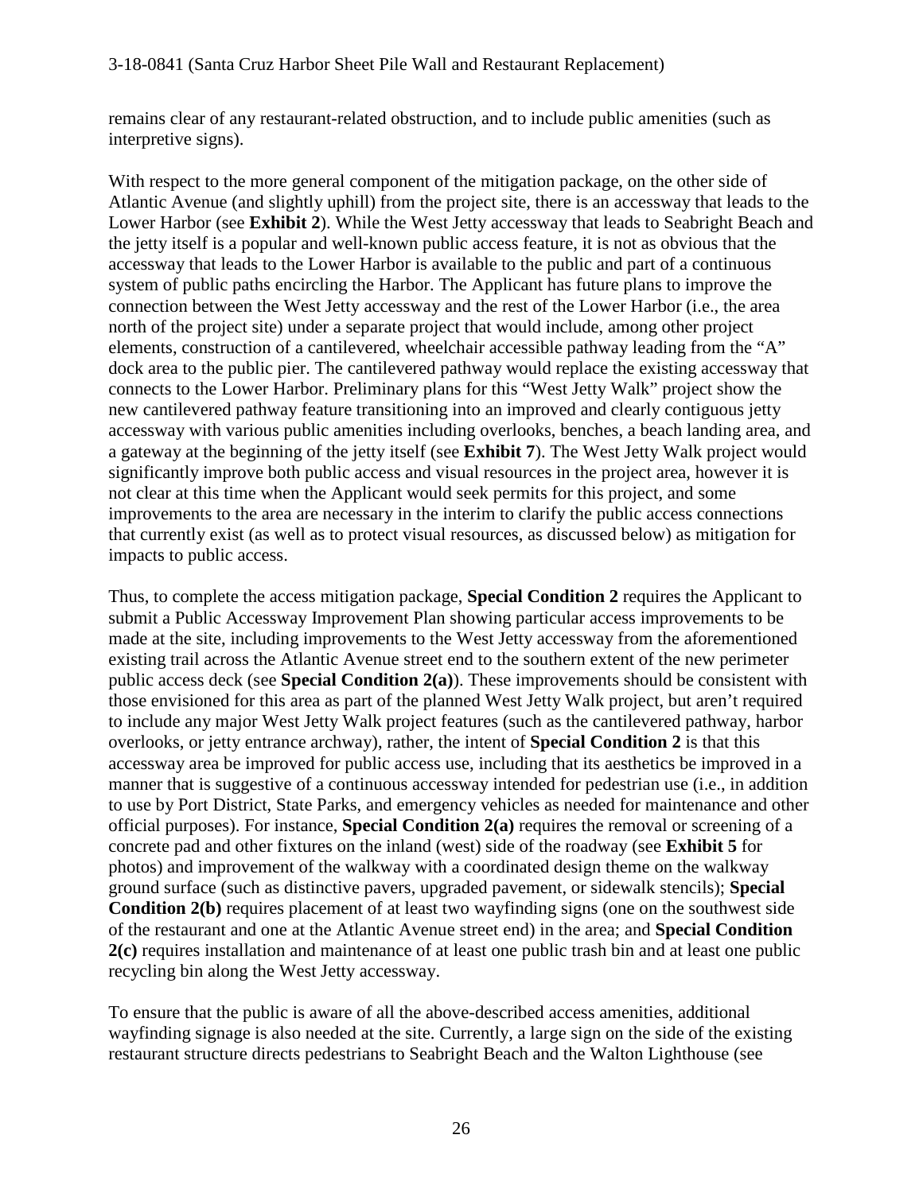remains clear of any restaurant-related obstruction, and to include public amenities (such as interpretive signs).

With respect to the more general component of the mitigation package, on the other side of Atlantic Avenue (and slightly uphill) from the project site, there is an accessway that leads to the Lower Harbor (see **Exhibit 2**). While the West Jetty accessway that leads to Seabright Beach and the jetty itself is a popular and well-known public access feature, it is not as obvious that the accessway that leads to the Lower Harbor is available to the public and part of a continuous system of public paths encircling the Harbor. The Applicant has future plans to improve the connection between the West Jetty accessway and the rest of the Lower Harbor (i.e., the area north of the project site) under a separate project that would include, among other project elements, construction of a cantilevered, wheelchair accessible pathway leading from the "A" dock area to the public pier. The cantilevered pathway would replace the existing accessway that connects to the Lower Harbor. Preliminary plans for this "West Jetty Walk" project show the new cantilevered pathway feature transitioning into an improved and clearly contiguous jetty accessway with various public amenities including overlooks, benches, a beach landing area, and a gateway at the beginning of the jetty itself (see **Exhibit 7**). The West Jetty Walk project would significantly improve both public access and visual resources in the project area, however it is not clear at this time when the Applicant would seek permits for this project, and some improvements to the area are necessary in the interim to clarify the public access connections that currently exist (as well as to protect visual resources, as discussed below) as mitigation for impacts to public access.

Thus, to complete the access mitigation package, **Special Condition 2** requires the Applicant to submit a Public Accessway Improvement Plan showing particular access improvements to be made at the site, including improvements to the West Jetty accessway from the aforementioned existing trail across the Atlantic Avenue street end to the southern extent of the new perimeter public access deck (see **Special Condition 2(a)**). These improvements should be consistent with those envisioned for this area as part of the planned West Jetty Walk project, but aren't required to include any major West Jetty Walk project features (such as the cantilevered pathway, harbor overlooks, or jetty entrance archway), rather, the intent of **Special Condition 2** is that this accessway area be improved for public access use, including that its aesthetics be improved in a manner that is suggestive of a continuous accessway intended for pedestrian use (i.e., in addition to use by Port District, State Parks, and emergency vehicles as needed for maintenance and other official purposes). For instance, **Special Condition 2(a)** requires the removal or screening of a concrete pad and other fixtures on the inland (west) side of the roadway (see **Exhibit 5** for photos) and improvement of the walkway with a coordinated design theme on the walkway ground surface (such as distinctive pavers, upgraded pavement, or sidewalk stencils); **Special Condition 2(b)** requires placement of at least two wayfinding signs (one on the southwest side of the restaurant and one at the Atlantic Avenue street end) in the area; and **Special Condition 2(c)** requires installation and maintenance of at least one public trash bin and at least one public recycling bin along the West Jetty accessway.

To ensure that the public is aware of all the above-described access amenities, additional wayfinding signage is also needed at the site. Currently, a large sign on the side of the existing restaurant structure directs pedestrians to Seabright Beach and the Walton Lighthouse (see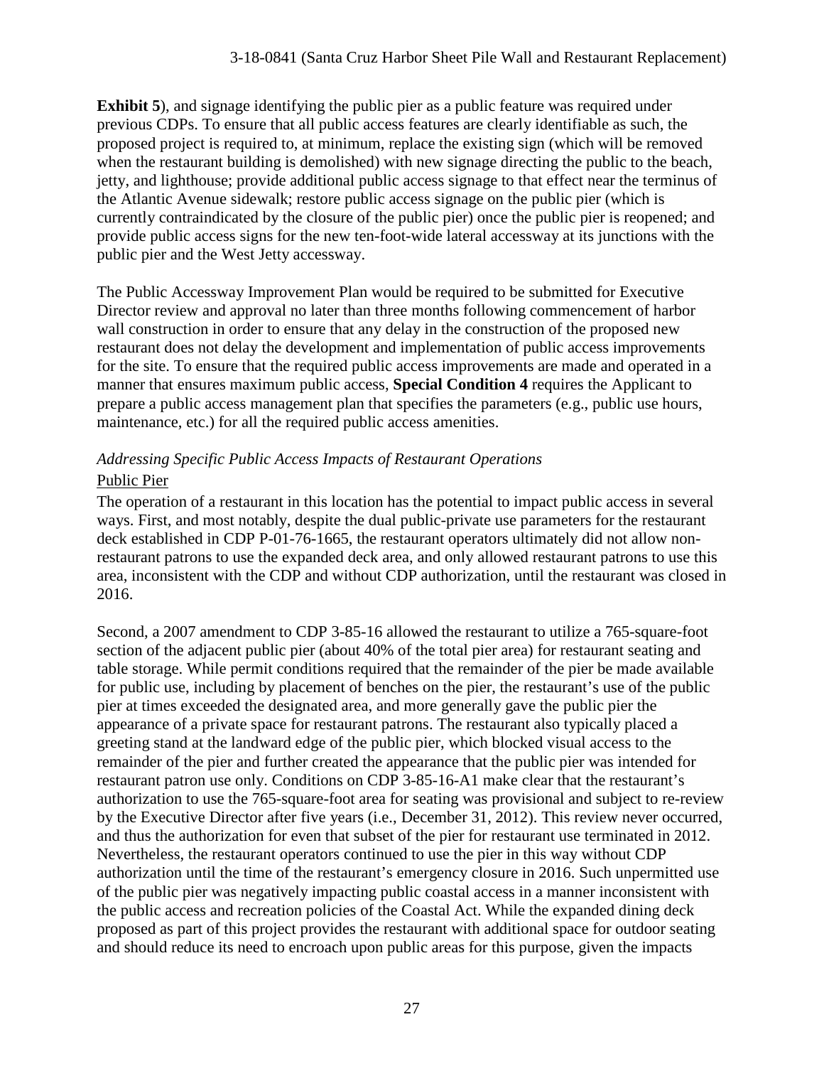**Exhibit 5**), and signage identifying the public pier as a public feature was required under previous CDPs. To ensure that all public access features are clearly identifiable as such, the proposed project is required to, at minimum, replace the existing sign (which will be removed when the restaurant building is demolished) with new signage directing the public to the beach, jetty, and lighthouse; provide additional public access signage to that effect near the terminus of the Atlantic Avenue sidewalk; restore public access signage on the public pier (which is currently contraindicated by the closure of the public pier) once the public pier is reopened; and provide public access signs for the new ten-foot-wide lateral accessway at its junctions with the public pier and the West Jetty accessway.

The Public Accessway Improvement Plan would be required to be submitted for Executive Director review and approval no later than three months following commencement of harbor wall construction in order to ensure that any delay in the construction of the proposed new restaurant does not delay the development and implementation of public access improvements for the site. To ensure that the required public access improvements are made and operated in a manner that ensures maximum public access, **Special Condition 4** requires the Applicant to prepare a public access management plan that specifies the parameters (e.g., public use hours, maintenance, etc.) for all the required public access amenities.

*Addressing Specific Public Access Impacts of Restaurant Operations*

Public Pier

The operation of a restaurant in this location has the potential to impact public access in several ways. First, and most notably, despite the dual public-private use parameters for the restaurant deck established in CDP P-01-76-1665, the restaurant operators ultimately did not allow non-restaurant patrons to use the expanded deck area, and only allowed restaurant patrons to use this area, inconsistent with the CDP and without CDP authorization, until the restaurant was closed in 2016.

Second, a 2007 amendment to CDP 3-85-16 allowed the restaurant to utilize a 765-square-foot section of the adjacent public pier (about 40% of the total pier area) for restaurant seating and table storage. While permit conditions required that the remainder of the pier be made available for public use, including by placement of benches on the pier, the restaurant's use of the public pier at times exceeded the designated area, and more generally gave the public pier the appearance of a private space for restaurant patrons. The restaurant also typically placed a greeting stand at the landward edge of the public pier, which blocked visual access to the remainder of the pier and further created the appearance that the public pier was intended for restaurant patron use only. Conditions on CDP 3-85-16-A1 make clear that the restaurant's authorization to use the 765-square-foot area for seating was provisional and subject to re-review by the Executive Director after five years (i.e., December 31, 2012). This review never occurred, and thus the authorization for even that subset of the pier for restaurant use terminated in 2012. Nevertheless, the restaurant operators continued to use the pier in this way without CDP authorization until the time of the restaurant's emergency closure in 2016. Such unpermitted use of the public pier was negatively impacting public coastal access in a manner inconsistent with the public access and recreation policies of the Coastal Act. While the expanded dining deck proposed as part of this project provides the restaurant with additional space for outdoor seating and should reduce its need to encroach upon public areas for this purpose, given the impacts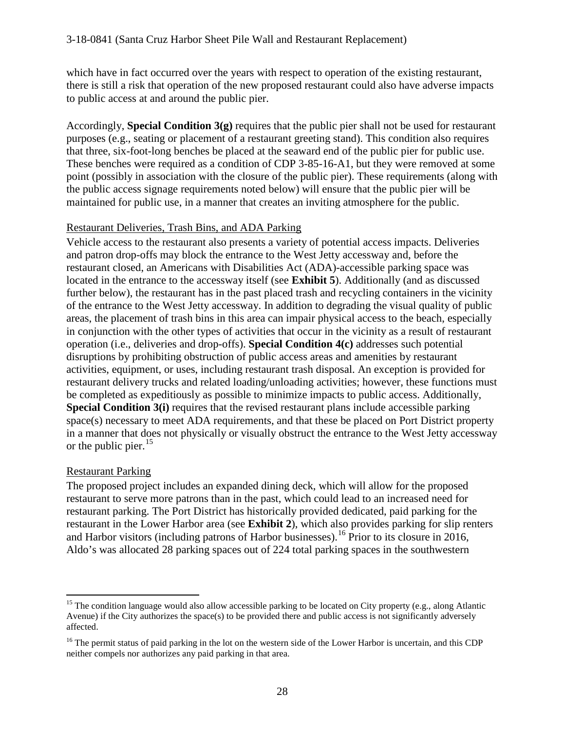which have in fact occurred over the years with respect to operation of the existing restaurant, there is still a risk that operation of the new proposed restaurant could also have adverse impacts to public access at and around the public pier.

Accordingly, **Special Condition 3(g)** requires that the public pier shall not be used for restaurant purposes (e.g., seating or placement of a restaurant greeting stand). This condition also requires that three, six-foot-long benches be placed at the seaward end of the public pier for public use. These benches were required as a condition of CDP 3-85-16-A1, but they were removed at some point (possibly in association with the closure of the public pier). These requirements (along with the public access signage requirements noted below) will ensure that the public pier will be maintained for public use, in a manner that creates an inviting atmosphere for the public.

<u>Restaurant Deliveries, Trash Bins, and ADA Parking</u>

Vehicle access to the restaurant also presents a variety of potential access impacts. Deliveries and patron drop-offs may block the entrance to the West Jetty accessway and, before the restaurant closed, an Americans with Disabilities Act (ADA)-accessible parking space was located in the entrance to the accessway itself (see **Exhibit 5**). Additionally (and as discussed further below), the restaurant has in the past placed trash and recycling containers in the vicinity of the entrance to the West Jetty accessway. In addition to degrading the visual quality of public areas, the placement of trash bins in this area can impair physical access to the beach, especially in conjunction with the other types of activities that occur in the vicinity as a result of restaurant operation (i.e., deliveries and drop-offs). **Special Condition 4(c)** addresses such potential disruptions by prohibiting obstruction of public access areas and amenities by restaurant activities, equipment, or uses, including restaurant trash disposal. An exception is provided for restaurant delivery trucks and related loading/unloading activities; however, these functions must be completed as expeditiously as possible to minimize impacts to public access. Additionally, **Special Condition 3(i)** requires that the revised restaurant plans include accessible parking space(s) necessary to meet ADA requirements, and that these be placed on Port District property in a manner that does not physically or visually obstruct the entrance to the West Jetty accessway or the public pier.[15]

<u>Restaurant Parking</u>

The proposed project includes an expanded dining deck, which will allow for the proposed restaurant to serve more patrons than in the past, which could lead to an increased need for restaurant parking. The Port District has historically provided dedicated, paid parking for the restaurant in the Lower Harbor area (see **Exhibit 2**), which also provides parking for slip renters and Harbor visitors (including patrons of Harbor businesses).[16] Prior to its closure in 2016, Aldo's was allocated 28 parking spaces out of 224 total parking spaces in the southwestern

---

[15] The condition language would also allow accessible parking to be located on City property (e.g., along Atlantic Avenue) if the City authorizes the space(s) to be provided there and public access is not significantly adversely affected.

[16] The permit status of paid parking in the lot on the western side of the Lower Harbor is uncertain, and this CDP neither compels nor authorizes any paid parking in that area.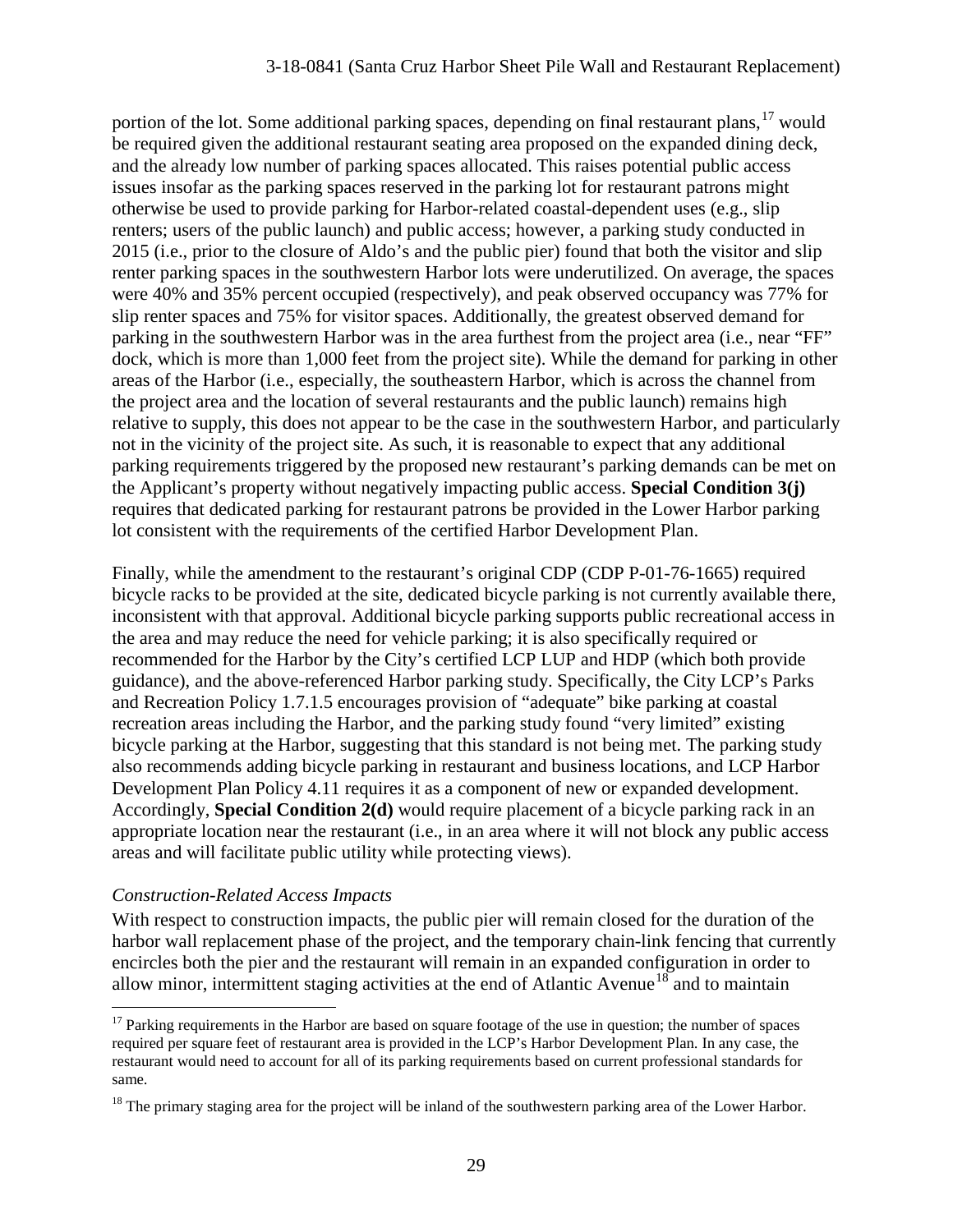portion of the lot. Some additional parking spaces, depending on final restaurant plans,[17] would be required given the additional restaurant seating area proposed on the expanded dining deck, and the already low number of parking spaces allocated. This raises potential public access issues insofar as the parking spaces reserved in the parking lot for restaurant patrons might otherwise be used to provide parking for Harbor-related coastal-dependent uses (e.g., slip renters; users of the public launch) and public access; however, a parking study conducted in 2015 (i.e., prior to the closure of Aldo's and the public pier) found that both the visitor and slip renter parking spaces in the southwestern Harbor lots were underutilized. On average, the spaces were 40% and 35% percent occupied (respectively), and peak observed occupancy was 77% for slip renter spaces and 75% for visitor spaces. Additionally, the greatest observed demand for parking in the southwestern Harbor was in the area furthest from the project area (i.e., near "FF" dock, which is more than 1,000 feet from the project site). While the demand for parking in other areas of the Harbor (i.e., especially, the southeastern Harbor, which is across the channel from the project area and the location of several restaurants and the public launch) remains high relative to supply, this does not appear to be the case in the southwestern Harbor, and particularly not in the vicinity of the project site. As such, it is reasonable to expect that any additional parking requirements triggered by the proposed new restaurant's parking demands can be met on the Applicant's property without negatively impacting public access. **Special Condition 3(j)** requires that dedicated parking for restaurant patrons be provided in the Lower Harbor parking lot consistent with the requirements of the certified Harbor Development Plan.

Finally, while the amendment to the restaurant's original CDP (CDP P-01-76-1665) required bicycle racks to be provided at the site, dedicated bicycle parking is not currently available there, inconsistent with that approval. Additional bicycle parking supports public recreational access in the area and may reduce the need for vehicle parking; it is also specifically required or recommended for the Harbor by the City's certified LCP LUP and HDP (which both provide guidance), and the above-referenced Harbor parking study. Specifically, the City LCP's Parks and Recreation Policy 1.7.1.5 encourages provision of "adequate" bike parking at coastal recreation areas including the Harbor, and the parking study found "very limited" existing bicycle parking at the Harbor, suggesting that this standard is not being met. The parking study also recommends adding bicycle parking in restaurant and business locations, and LCP Harbor Development Plan Policy 4.11 requires it as a component of new or expanded development. Accordingly, **Special Condition 2(d)** would require placement of a bicycle parking rack in an appropriate location near the restaurant (i.e., in an area where it will not block any public access areas and will facilitate public utility while protecting views).

*Construction-Related Access Impacts*

With respect to construction impacts, the public pier will remain closed for the duration of the harbor wall replacement phase of the project, and the temporary chain-link fencing that currently encircles both the pier and the restaurant will remain in an expanded configuration in order to allow minor, intermittent staging activities at the end of Atlantic Avenue[18] and to maintain

[17] Parking requirements in the Harbor are based on square footage of the use in question; the number of spaces required per square feet of restaurant area is provided in the LCP's Harbor Development Plan. In any case, the restaurant would need to account for all of its parking requirements based on current professional standards for same.

[18] The primary staging area for the project will be inland of the southwestern parking area of the Lower Harbor.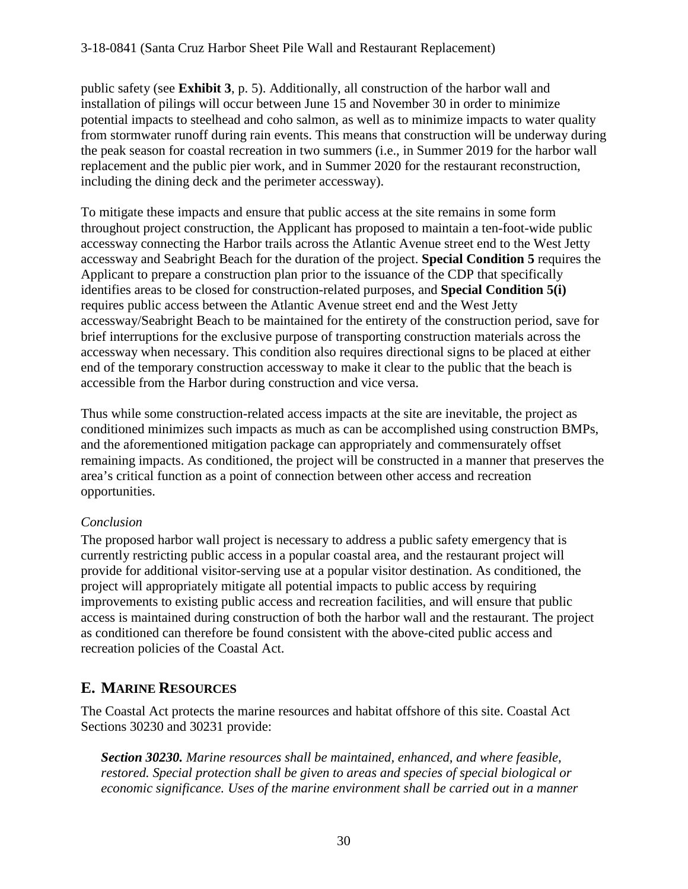public safety (see **Exhibit 3**, p. 5). Additionally, all construction of the harbor wall and installation of pilings will occur between June 15 and November 30 in order to minimize potential impacts to steelhead and coho salmon, as well as to minimize impacts to water quality from stormwater runoff during rain events. This means that construction will be underway during the peak season for coastal recreation in two summers (i.e., in Summer 2019 for the harbor wall replacement and the public pier work, and in Summer 2020 for the restaurant reconstruction, including the dining deck and the perimeter accessway).

To mitigate these impacts and ensure that public access at the site remains in some form throughout project construction, the Applicant has proposed to maintain a ten-foot-wide public accessway connecting the Harbor trails across the Atlantic Avenue street end to the West Jetty accessway and Seabright Beach for the duration of the project. **Special Condition 5** requires the Applicant to prepare a construction plan prior to the issuance of the CDP that specifically identifies areas to be closed for construction-related purposes, and **Special Condition 5(i)** requires public access between the Atlantic Avenue street end and the West Jetty accessway/Seabright Beach to be maintained for the entirety of the construction period, save for brief interruptions for the exclusive purpose of transporting construction materials across the accessway when necessary. This condition also requires directional signs to be placed at either end of the temporary construction accessway to make it clear to the public that the beach is accessible from the Harbor during construction and vice versa.

Thus while some construction-related access impacts at the site are inevitable, the project as conditioned minimizes such impacts as much as can be accomplished using construction BMPs, and the aforementioned mitigation package can appropriately and commensurately offset remaining impacts. As conditioned, the project will be constructed in a manner that preserves the area's critical function as a point of connection between other access and recreation opportunities.

*Conclusion*

The proposed harbor wall project is necessary to address a public safety emergency that is currently restricting public access in a popular coastal area, and the restaurant project will provide for additional visitor-serving use at a popular visitor destination. As conditioned, the project will appropriately mitigate all potential impacts to public access by requiring improvements to existing public access and recreation facilities, and will ensure that public access is maintained during construction of both the harbor wall and the restaurant. The project as conditioned can therefore be found consistent with the above-cited public access and recreation policies of the Coastal Act.

## E. MARINE RESOURCES

The Coastal Act protects the marine resources and habitat offshore of this site. Coastal Act Sections 30230 and 30231 provide:

> ***Section 30230.*** *Marine resources shall be maintained, enhanced, and where feasible, restored. Special protection shall be given to areas and species of special biological or economic significance. Uses of the marine environment shall be carried out in a manner*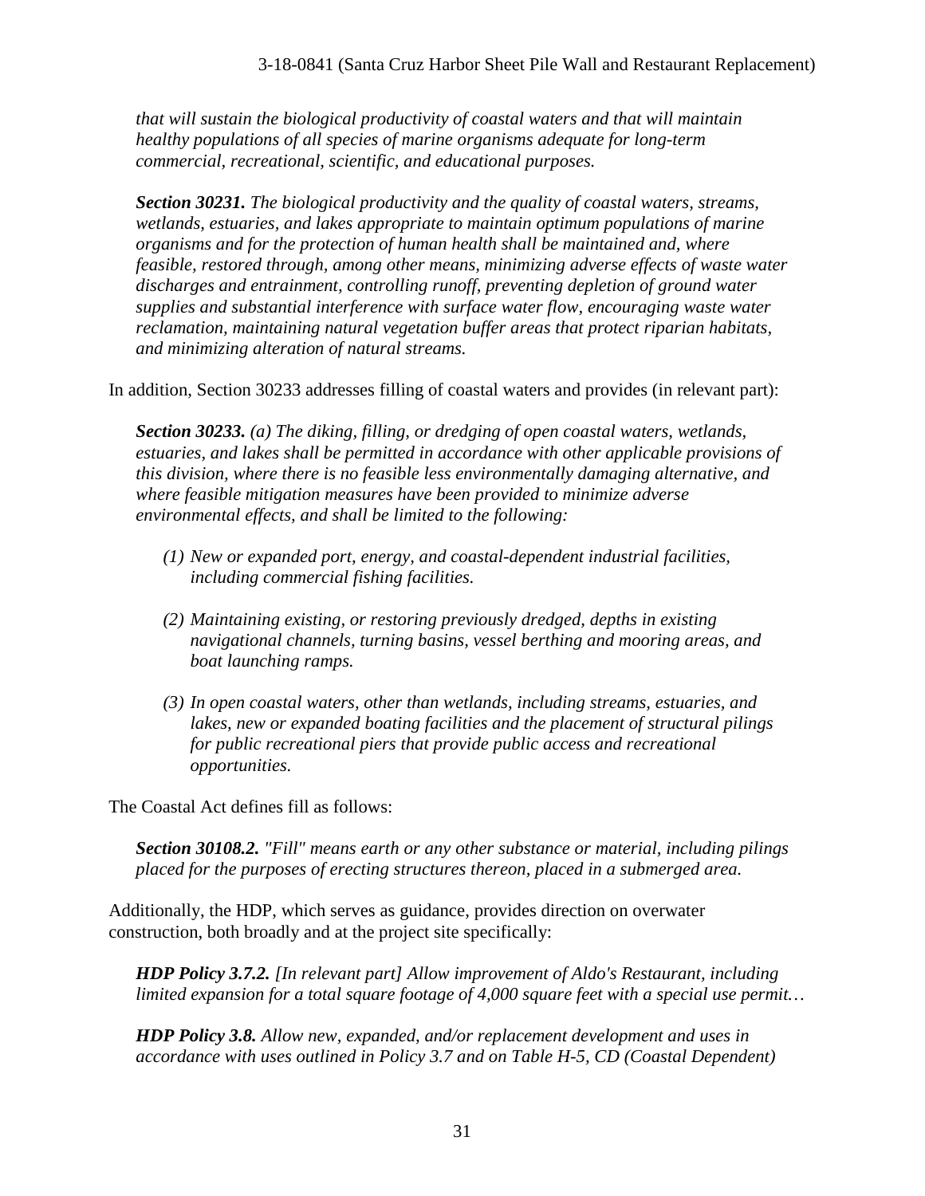*that will sustain the biological productivity of coastal waters and that will maintain healthy populations of all species of marine organisms adequate for long-term commercial, recreational, scientific, and educational purposes.*

***Section 30231.*** *The biological productivity and the quality of coastal waters, streams, wetlands, estuaries, and lakes appropriate to maintain optimum populations of marine organisms and for the protection of human health shall be maintained and, where feasible, restored through, among other means, minimizing adverse effects of waste water discharges and entrainment, controlling runoff, preventing depletion of ground water supplies and substantial interference with surface water flow, encouraging waste water reclamation, maintaining natural vegetation buffer areas that protect riparian habitats, and minimizing alteration of natural streams.*

In addition, Section 30233 addresses filling of coastal waters and provides (in relevant part):

***Section 30233.*** *(a) The diking, filling, or dredging of open coastal waters, wetlands, estuaries, and lakes shall be permitted in accordance with other applicable provisions of this division, where there is no feasible less environmentally damaging alternative, and where feasible mitigation measures have been provided to minimize adverse environmental effects, and shall be limited to the following:*

> *(1) New or expanded port, energy, and coastal-dependent industrial facilities, including commercial fishing facilities.*
>
> *(2) Maintaining existing, or restoring previously dredged, depths in existing navigational channels, turning basins, vessel berthing and mooring areas, and boat launching ramps.*
>
> *(3) In open coastal waters, other than wetlands, including streams, estuaries, and lakes, new or expanded boating facilities and the placement of structural pilings for public recreational piers that provide public access and recreational opportunities.*

The Coastal Act defines fill as follows:

***Section 30108.2.*** *"Fill" means earth or any other substance or material, including pilings placed for the purposes of erecting structures thereon, placed in a submerged area.*

Additionally, the HDP, which serves as guidance, provides direction on overwater construction, both broadly and at the project site specifically:

***HDP Policy 3.7.2.*** *[In relevant part] Allow improvement of Aldo's Restaurant, including limited expansion for a total square footage of 4,000 square feet with a special use permit…*

***HDP Policy 3.8.*** *Allow new, expanded, and/or replacement development and uses in accordance with uses outlined in Policy 3.7 and on Table H-5, CD (Coastal Dependent)*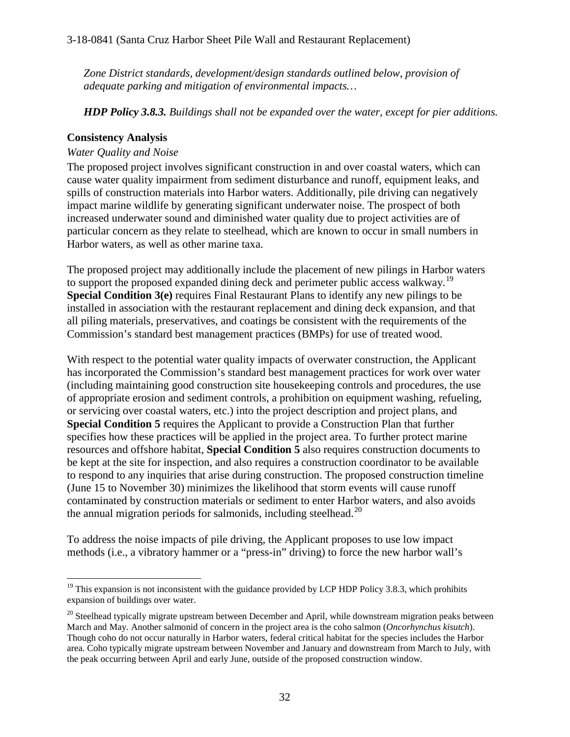*Zone District standards, development/design standards outlined below, provision of adequate parking and mitigation of environmental impacts…*

***HDP Policy 3.8.3.*** *Buildings shall not be expanded over the water, except for pier additions.*

### Consistency Analysis

*Water Quality and Noise*

The proposed project involves significant construction in and over coastal waters, which can cause water quality impairment from sediment disturbance and runoff, equipment leaks, and spills of construction materials into Harbor waters. Additionally, pile driving can negatively impact marine wildlife by generating significant underwater noise. The prospect of both increased underwater sound and diminished water quality due to project activities are of particular concern as they relate to steelhead, which are known to occur in small numbers in Harbor waters, as well as other marine taxa.

The proposed project may additionally include the placement of new pilings in Harbor waters to support the proposed expanded dining deck and perimeter public access walkway.[19] **Special Condition 3(e)** requires Final Restaurant Plans to identify any new pilings to be installed in association with the restaurant replacement and dining deck expansion, and that all piling materials, preservatives, and coatings be consistent with the requirements of the Commission's standard best management practices (BMPs) for use of treated wood.

With respect to the potential water quality impacts of overwater construction, the Applicant has incorporated the Commission's standard best management practices for work over water (including maintaining good construction site housekeeping controls and procedures, the use of appropriate erosion and sediment controls, a prohibition on equipment washing, refueling, or servicing over coastal waters, etc.) into the project description and project plans, and **Special Condition 5** requires the Applicant to provide a Construction Plan that further specifies how these practices will be applied in the project area. To further protect marine resources and offshore habitat, **Special Condition 5** also requires construction documents to be kept at the site for inspection, and also requires a construction coordinator to be available to respond to any inquiries that arise during construction. The proposed construction timeline (June 15 to November 30) minimizes the likelihood that storm events will cause runoff contaminated by construction materials or sediment to enter Harbor waters, and also avoids the annual migration periods for salmonids, including steelhead.[20]

To address the noise impacts of pile driving, the Applicant proposes to use low impact methods (i.e., a vibratory hammer or a "press-in" driving) to force the new harbor wall's

---

[19] This expansion is not inconsistent with the guidance provided by LCP HDP Policy 3.8.3, which prohibits expansion of buildings over water.

[20] Steelhead typically migrate upstream between December and April, while downstream migration peaks between March and May. Another salmonid of concern in the project area is the coho salmon (*Oncorhynchus kisutch*). Though coho do not occur naturally in Harbor waters, federal critical habitat for the species includes the Harbor area. Coho typically migrate upstream between November and January and downstream from March to July, with the peak occurring between April and early June, outside of the proposed construction window.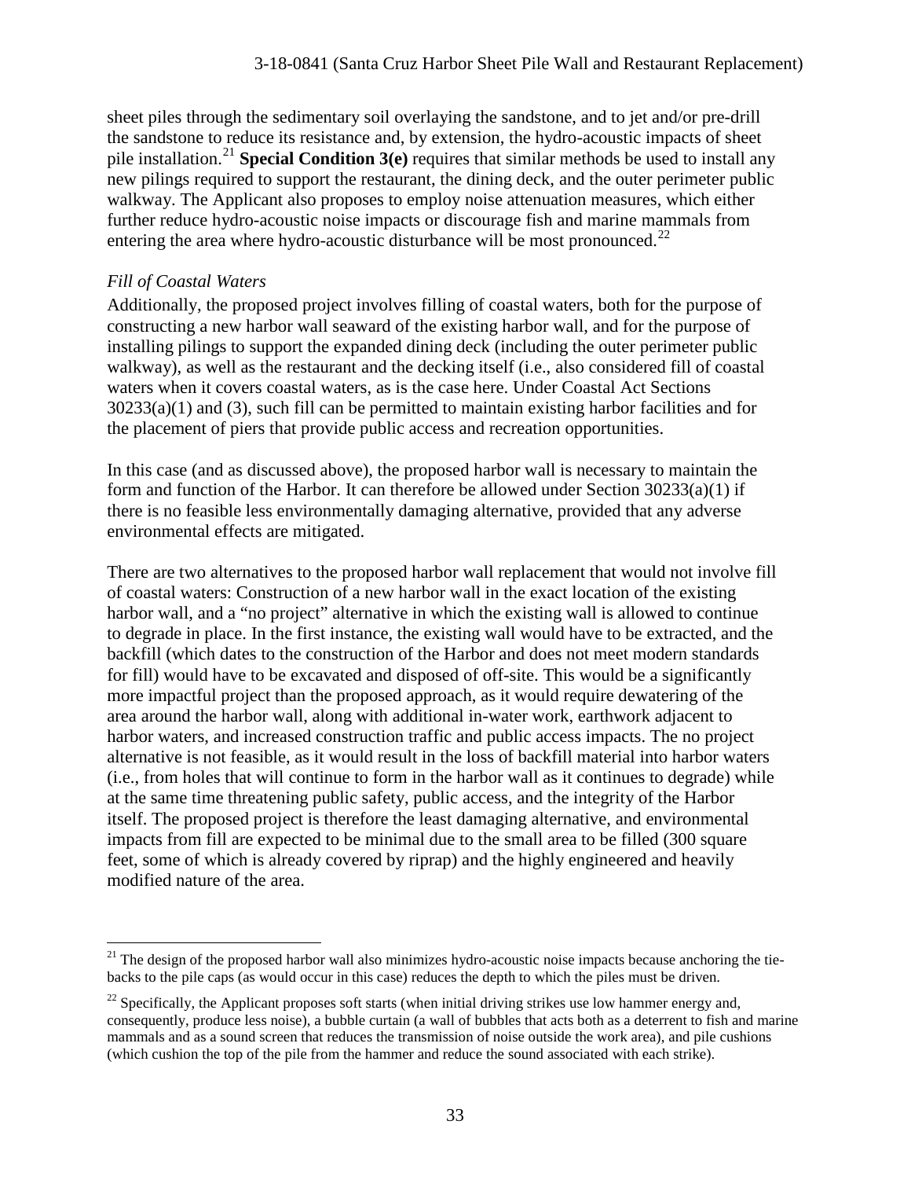sheet piles through the sedimentary soil overlaying the sandstone, and to jet and/or pre-drill the sandstone to reduce its resistance and, by extension, the hydro-acoustic impacts of sheet pile installation.[21] **Special Condition 3(e)** requires that similar methods be used to install any new pilings required to support the restaurant, the dining deck, and the outer perimeter public walkway. The Applicant also proposes to employ noise attenuation measures, which either further reduce hydro-acoustic noise impacts or discourage fish and marine mammals from entering the area where hydro-acoustic disturbance will be most pronounced.[22]

*Fill of Coastal Waters*

Additionally, the proposed project involves filling of coastal waters, both for the purpose of constructing a new harbor wall seaward of the existing harbor wall, and for the purpose of installing pilings to support the expanded dining deck (including the outer perimeter public walkway), as well as the restaurant and the decking itself (i.e., also considered fill of coastal waters when it covers coastal waters, as is the case here. Under Coastal Act Sections 30233(a)(1) and (3), such fill can be permitted to maintain existing harbor facilities and for the placement of piers that provide public access and recreation opportunities.

In this case (and as discussed above), the proposed harbor wall is necessary to maintain the form and function of the Harbor. It can therefore be allowed under Section 30233(a)(1) if there is no feasible less environmentally damaging alternative, provided that any adverse environmental effects are mitigated.

There are two alternatives to the proposed harbor wall replacement that would not involve fill of coastal waters: Construction of a new harbor wall in the exact location of the existing harbor wall, and a "no project" alternative in which the existing wall is allowed to continue to degrade in place. In the first instance, the existing wall would have to be extracted, and the backfill (which dates to the construction of the Harbor and does not meet modern standards for fill) would have to be excavated and disposed of off-site. This would be a significantly more impactful project than the proposed approach, as it would require dewatering of the area around the harbor wall, along with additional in-water work, earthwork adjacent to harbor waters, and increased construction traffic and public access impacts. The no project alternative is not feasible, as it would result in the loss of backfill material into harbor waters (i.e., from holes that will continue to form in the harbor wall as it continues to degrade) while at the same time threatening public safety, public access, and the integrity of the Harbor itself. The proposed project is therefore the least damaging alternative, and environmental impacts from fill are expected to be minimal due to the small area to be filled (300 square feet, some of which is already covered by riprap) and the highly engineered and heavily modified nature of the area.

---

[21] The design of the proposed harbor wall also minimizes hydro-acoustic noise impacts because anchoring the tie-backs to the pile caps (as would occur in this case) reduces the depth to which the piles must be driven.

[22] Specifically, the Applicant proposes soft starts (when initial driving strikes use low hammer energy and, consequently, produce less noise), a bubble curtain (a wall of bubbles that acts both as a deterrent to fish and marine mammals and as a sound screen that reduces the transmission of noise outside the work area), and pile cushions (which cushion the top of the pile from the hammer and reduce the sound associated with each strike).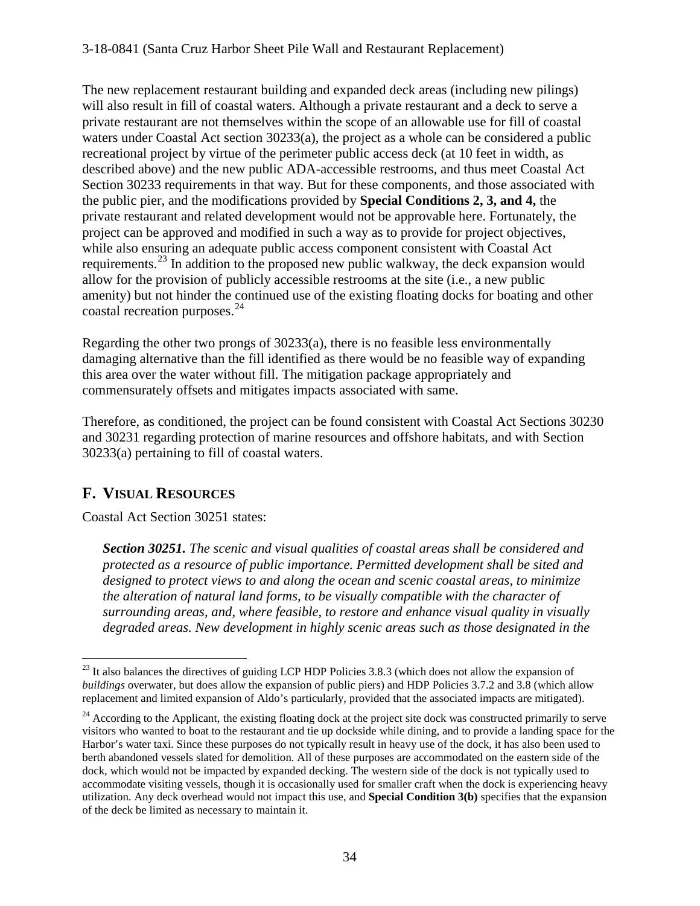The new replacement restaurant building and expanded deck areas (including new pilings) will also result in fill of coastal waters. Although a private restaurant and a deck to serve a private restaurant are not themselves within the scope of an allowable use for fill of coastal waters under Coastal Act section 30233(a), the project as a whole can be considered a public recreational project by virtue of the perimeter public access deck (at 10 feet in width, as described above) and the new public ADA-accessible restrooms, and thus meet Coastal Act Section 30233 requirements in that way. But for these components, and those associated with the public pier, and the modifications provided by **Special Conditions 2, 3, and 4,** the private restaurant and related development would not be approvable here. Fortunately, the project can be approved and modified in such a way as to provide for project objectives, while also ensuring an adequate public access component consistent with Coastal Act requirements.[23] In addition to the proposed new public walkway, the deck expansion would allow for the provision of publicly accessible restrooms at the site (i.e., a new public amenity) but not hinder the continued use of the existing floating docks for boating and other coastal recreation purposes.[24]

Regarding the other two prongs of 30233(a), there is no feasible less environmentally damaging alternative than the fill identified as there would be no feasible way of expanding this area over the water without fill. The mitigation package appropriately and commensurately offsets and mitigates impacts associated with same.

Therefore, as conditioned, the project can be found consistent with Coastal Act Sections 30230 and 30231 regarding protection of marine resources and offshore habitats, and with Section 30233(a) pertaining to fill of coastal waters.

## F. VISUAL RESOURCES

Coastal Act Section 30251 states:

> ***Section 30251.*** *The scenic and visual qualities of coastal areas shall be considered and protected as a resource of public importance. Permitted development shall be sited and designed to protect views to and along the ocean and scenic coastal areas, to minimize the alteration of natural land forms, to be visually compatible with the character of surrounding areas, and, where feasible, to restore and enhance visual quality in visually degraded areas. New development in highly scenic areas such as those designated in the*

---

[23] It also balances the directives of guiding LCP HDP Policies 3.8.3 (which does not allow the expansion of *buildings* overwater, but does allow the expansion of public piers) and HDP Policies 3.7.2 and 3.8 (which allow replacement and limited expansion of Aldo's particularly, provided that the associated impacts are mitigated).

[24] According to the Applicant, the existing floating dock at the project site dock was constructed primarily to serve visitors who wanted to boat to the restaurant and tie up dockside while dining, and to provide a landing space for the Harbor's water taxi. Since these purposes do not typically result in heavy use of the dock, it has also been used to berth abandoned vessels slated for demolition. All of these purposes are accommodated on the eastern side of the dock, which would not be impacted by expanded decking. The western side of the dock is not typically used to accommodate visiting vessels, though it is occasionally used for smaller craft when the dock is experiencing heavy utilization. Any deck overhead would not impact this use, and **Special Condition 3(b)** specifies that the expansion of the deck be limited as necessary to maintain it.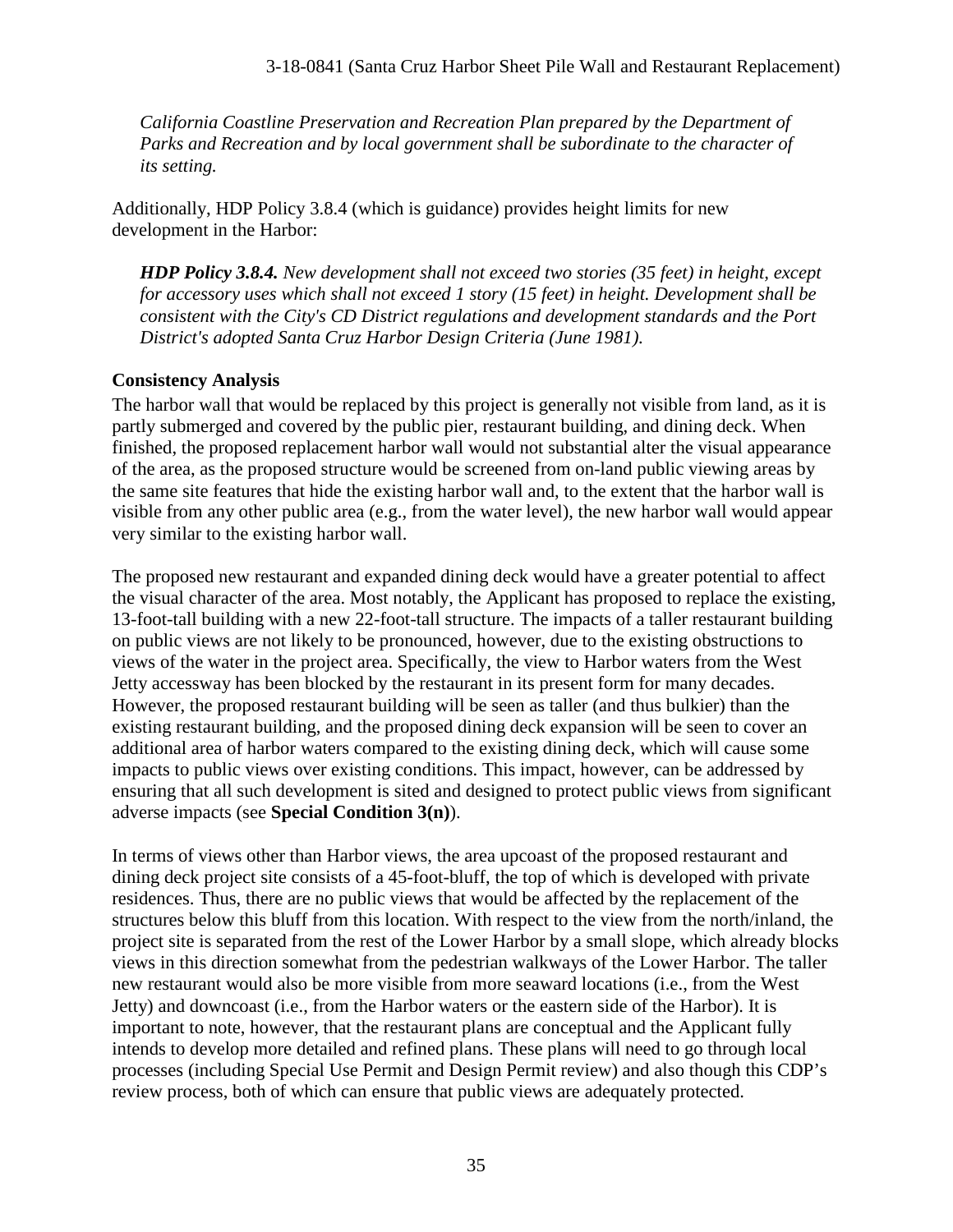*California Coastline Preservation and Recreation Plan prepared by the Department of Parks and Recreation and by local government shall be subordinate to the character of its setting.*

Additionally, HDP Policy 3.8.4 (which is guidance) provides height limits for new development in the Harbor:

***HDP Policy 3.8.4.*** *New development shall not exceed two stories (35 feet) in height, except for accessory uses which shall not exceed 1 story (15 feet) in height. Development shall be consistent with the City's CD District regulations and development standards and the Port District's adopted Santa Cruz Harbor Design Criteria (June 1981).*

**Consistency Analysis**

The harbor wall that would be replaced by this project is generally not visible from land, as it is partly submerged and covered by the public pier, restaurant building, and dining deck. When finished, the proposed replacement harbor wall would not substantial alter the visual appearance of the area, as the proposed structure would be screened from on-land public viewing areas by the same site features that hide the existing harbor wall and, to the extent that the harbor wall is visible from any other public area (e.g., from the water level), the new harbor wall would appear very similar to the existing harbor wall.

The proposed new restaurant and expanded dining deck would have a greater potential to affect the visual character of the area. Most notably, the Applicant has proposed to replace the existing, 13-foot-tall building with a new 22-foot-tall structure. The impacts of a taller restaurant building on public views are not likely to be pronounced, however, due to the existing obstructions to views of the water in the project area. Specifically, the view to Harbor waters from the West Jetty accessway has been blocked by the restaurant in its present form for many decades. However, the proposed restaurant building will be seen as taller (and thus bulkier) than the existing restaurant building, and the proposed dining deck expansion will be seen to cover an additional area of harbor waters compared to the existing dining deck, which will cause some impacts to public views over existing conditions. This impact, however, can be addressed by ensuring that all such development is sited and designed to protect public views from significant adverse impacts (see **Special Condition 3(n)**).

In terms of views other than Harbor views, the area upcoast of the proposed restaurant and dining deck project site consists of a 45-foot-bluff, the top of which is developed with private residences. Thus, there are no public views that would be affected by the replacement of the structures below this bluff from this location. With respect to the view from the north/inland, the project site is separated from the rest of the Lower Harbor by a small slope, which already blocks views in this direction somewhat from the pedestrian walkways of the Lower Harbor. The taller new restaurant would also be more visible from more seaward locations (i.e., from the West Jetty) and downcoast (i.e., from the Harbor waters or the eastern side of the Harbor). It is important to note, however, that the restaurant plans are conceptual and the Applicant fully intends to develop more detailed and refined plans. These plans will need to go through local processes (including Special Use Permit and Design Permit review) and also though this CDP's review process, both of which can ensure that public views are adequately protected.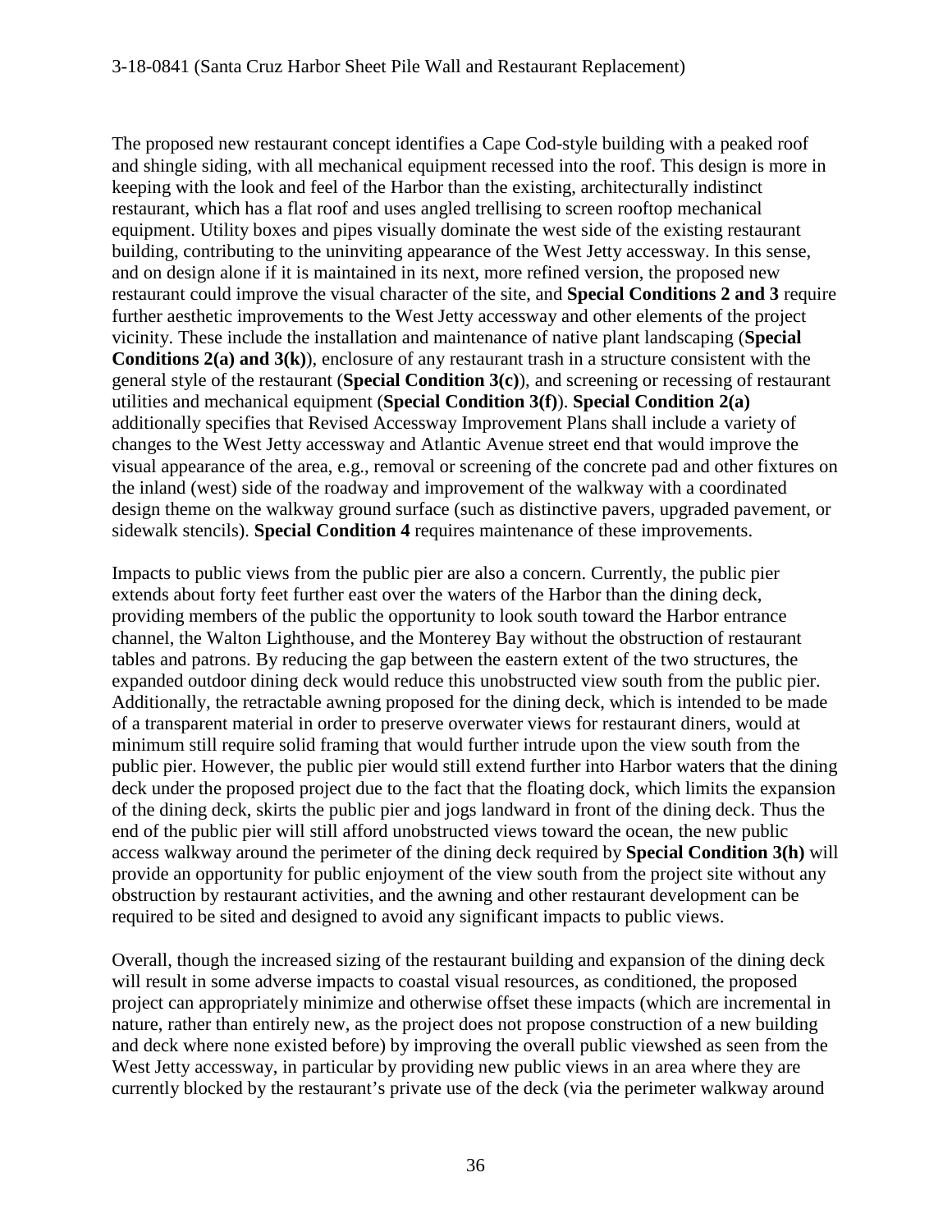The proposed new restaurant concept identifies a Cape Cod-style building with a peaked roof and shingle siding, with all mechanical equipment recessed into the roof. This design is more in keeping with the look and feel of the Harbor than the existing, architecturally indistinct restaurant, which has a flat roof and uses angled trellising to screen rooftop mechanical equipment. Utility boxes and pipes visually dominate the west side of the existing restaurant building, contributing to the uninviting appearance of the West Jetty accessway. In this sense, and on design alone if it is maintained in its next, more refined version, the proposed new restaurant could improve the visual character of the site, and **Special Conditions 2 and 3** require further aesthetic improvements to the West Jetty accessway and other elements of the project vicinity. These include the installation and maintenance of native plant landscaping (**Special Conditions 2(a) and 3(k)**), enclosure of any restaurant trash in a structure consistent with the general style of the restaurant (**Special Condition 3(c)**), and screening or recessing of restaurant utilities and mechanical equipment (**Special Condition 3(f)**). **Special Condition 2(a)** additionally specifies that Revised Accessway Improvement Plans shall include a variety of changes to the West Jetty accessway and Atlantic Avenue street end that would improve the visual appearance of the area, e.g., removal or screening of the concrete pad and other fixtures on the inland (west) side of the roadway and improvement of the walkway with a coordinated design theme on the walkway ground surface (such as distinctive pavers, upgraded pavement, or sidewalk stencils). **Special Condition 4** requires maintenance of these improvements.

Impacts to public views from the public pier are also a concern. Currently, the public pier extends about forty feet further east over the waters of the Harbor than the dining deck, providing members of the public the opportunity to look south toward the Harbor entrance channel, the Walton Lighthouse, and the Monterey Bay without the obstruction of restaurant tables and patrons. By reducing the gap between the eastern extent of the two structures, the expanded outdoor dining deck would reduce this unobstructed view south from the public pier. Additionally, the retractable awning proposed for the dining deck, which is intended to be made of a transparent material in order to preserve overwater views for restaurant diners, would at minimum still require solid framing that would further intrude upon the view south from the public pier. However, the public pier would still extend further into Harbor waters that the dining deck under the proposed project due to the fact that the floating dock, which limits the expansion of the dining deck, skirts the public pier and jogs landward in front of the dining deck. Thus the end of the public pier will still afford unobstructed views toward the ocean, the new public access walkway around the perimeter of the dining deck required by **Special Condition 3(h)** will provide an opportunity for public enjoyment of the view south from the project site without any obstruction by restaurant activities, and the awning and other restaurant development can be required to be sited and designed to avoid any significant impacts to public views.

Overall, though the increased sizing of the restaurant building and expansion of the dining deck will result in some adverse impacts to coastal visual resources, as conditioned, the proposed project can appropriately minimize and otherwise offset these impacts (which are incremental in nature, rather than entirely new, as the project does not propose construction of a new building and deck where none existed before) by improving the overall public viewshed as seen from the West Jetty accessway, in particular by providing new public views in an area where they are currently blocked by the restaurant's private use of the deck (via the perimeter walkway around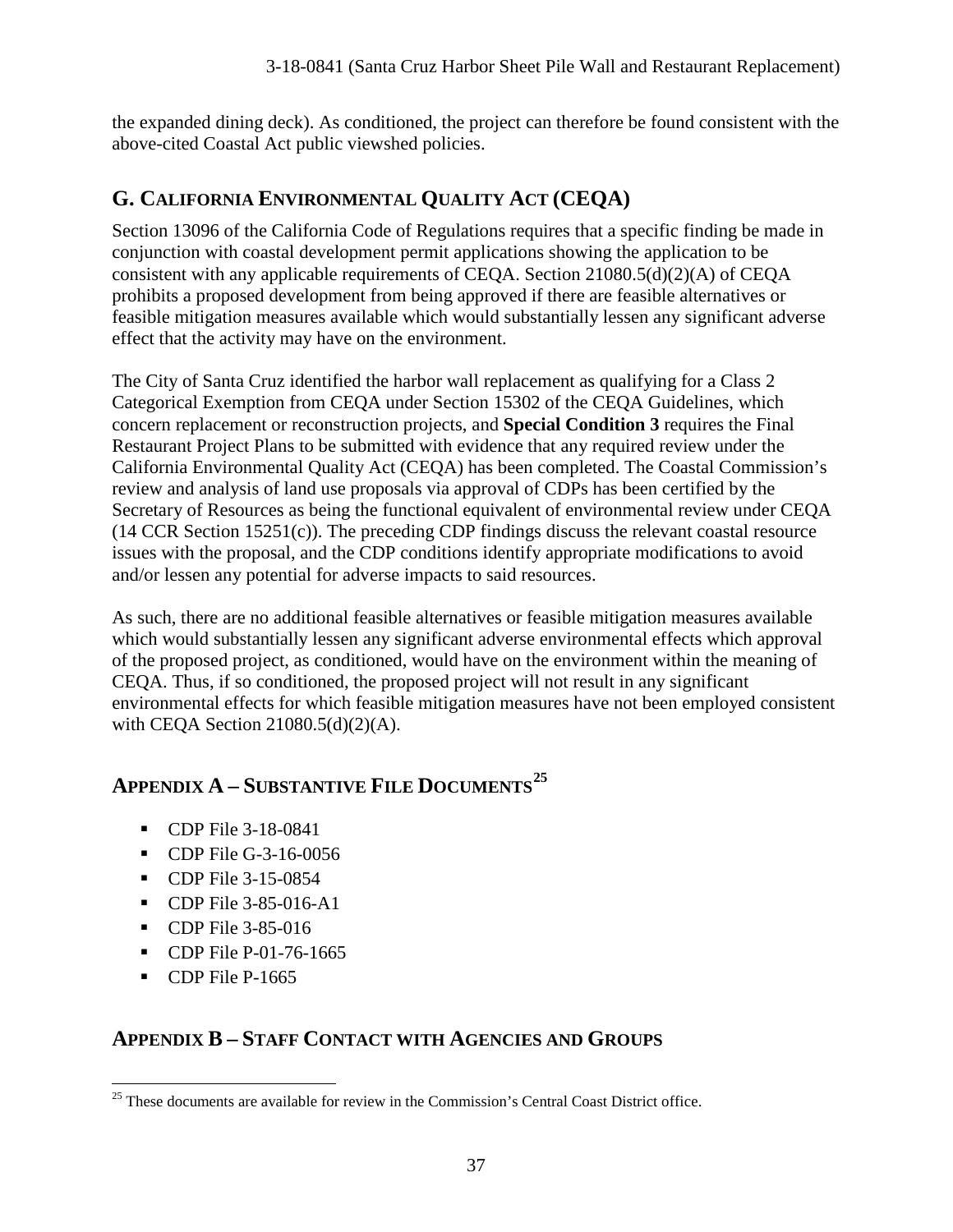the expanded dining deck). As conditioned, the project can therefore be found consistent with the above-cited Coastal Act public viewshed policies.

## G. California Environmental Quality Act (CEQA)

Section 13096 of the California Code of Regulations requires that a specific finding be made in conjunction with coastal development permit applications showing the application to be consistent with any applicable requirements of CEQA. Section 21080.5(d)(2)(A) of CEQA prohibits a proposed development from being approved if there are feasible alternatives or feasible mitigation measures available which would substantially lessen any significant adverse effect that the activity may have on the environment.

The City of Santa Cruz identified the harbor wall replacement as qualifying for a Class 2 Categorical Exemption from CEQA under Section 15302 of the CEQA Guidelines, which concern replacement or reconstruction projects, and **Special Condition 3** requires the Final Restaurant Project Plans to be submitted with evidence that any required review under the California Environmental Quality Act (CEQA) has been completed. The Coastal Commission's review and analysis of land use proposals via approval of CDPs has been certified by the Secretary of Resources as being the functional equivalent of environmental review under CEQA (14 CCR Section 15251(c)). The preceding CDP findings discuss the relevant coastal resource issues with the proposal, and the CDP conditions identify appropriate modifications to avoid and/or lessen any potential for adverse impacts to said resources.

As such, there are no additional feasible alternatives or feasible mitigation measures available which would substantially lessen any significant adverse environmental effects which approval of the proposed project, as conditioned, would have on the environment within the meaning of CEQA. Thus, if so conditioned, the proposed project will not result in any significant environmental effects for which feasible mitigation measures have not been employed consistent with CEQA Section 21080.5(d)(2)(A).

## Appendix A – Substantive File Documents[25]

- CDP File 3-18-0841
- CDP File G-3-16-0056
- CDP File 3-15-0854
- CDP File 3-85-016-A1
- CDP File 3-85-016
- CDP File P-01-76-1665
- CDP File P-1665

## Appendix B – Staff Contact with Agencies and Groups

[25] These documents are available for review in the Commission's Central Coast District office.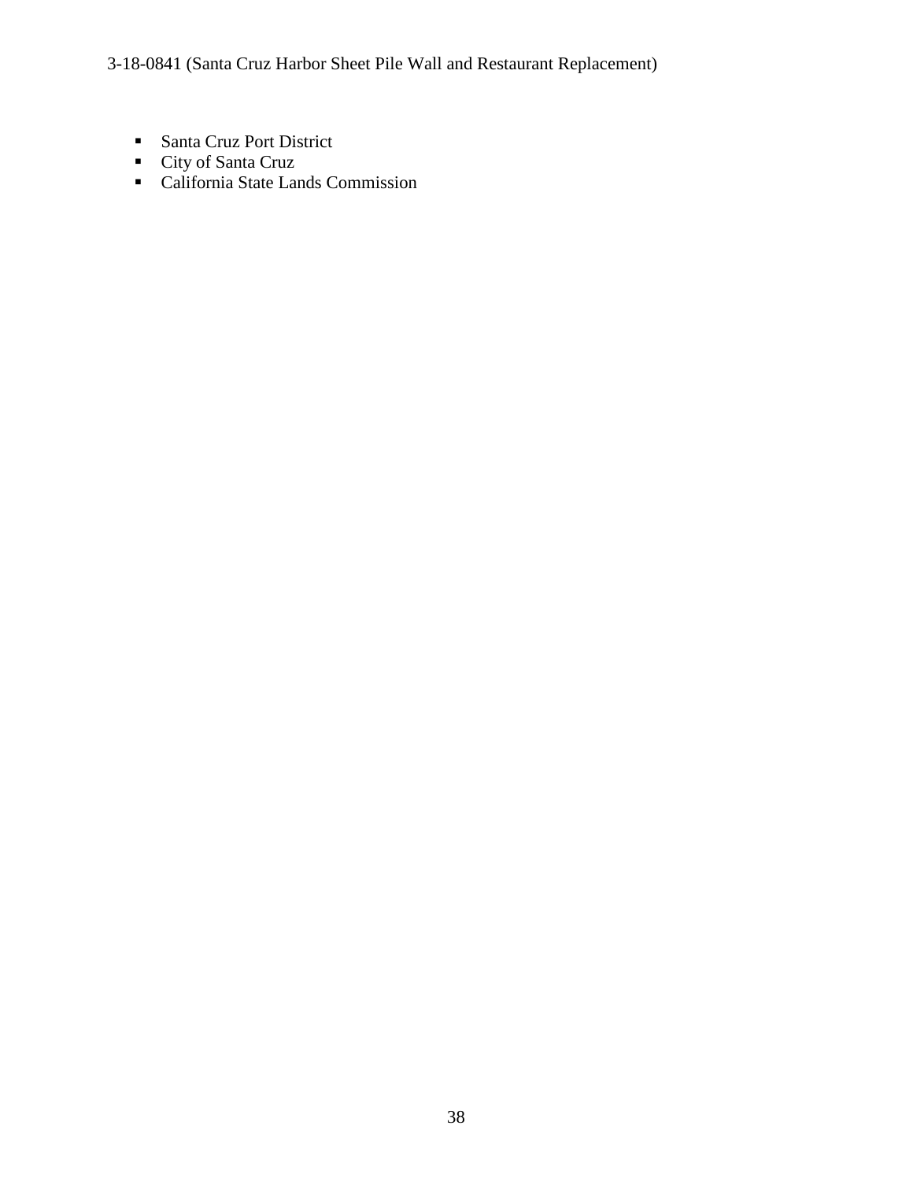- Santa Cruz Port District
- City of Santa Cruz
- California State Lands Commission